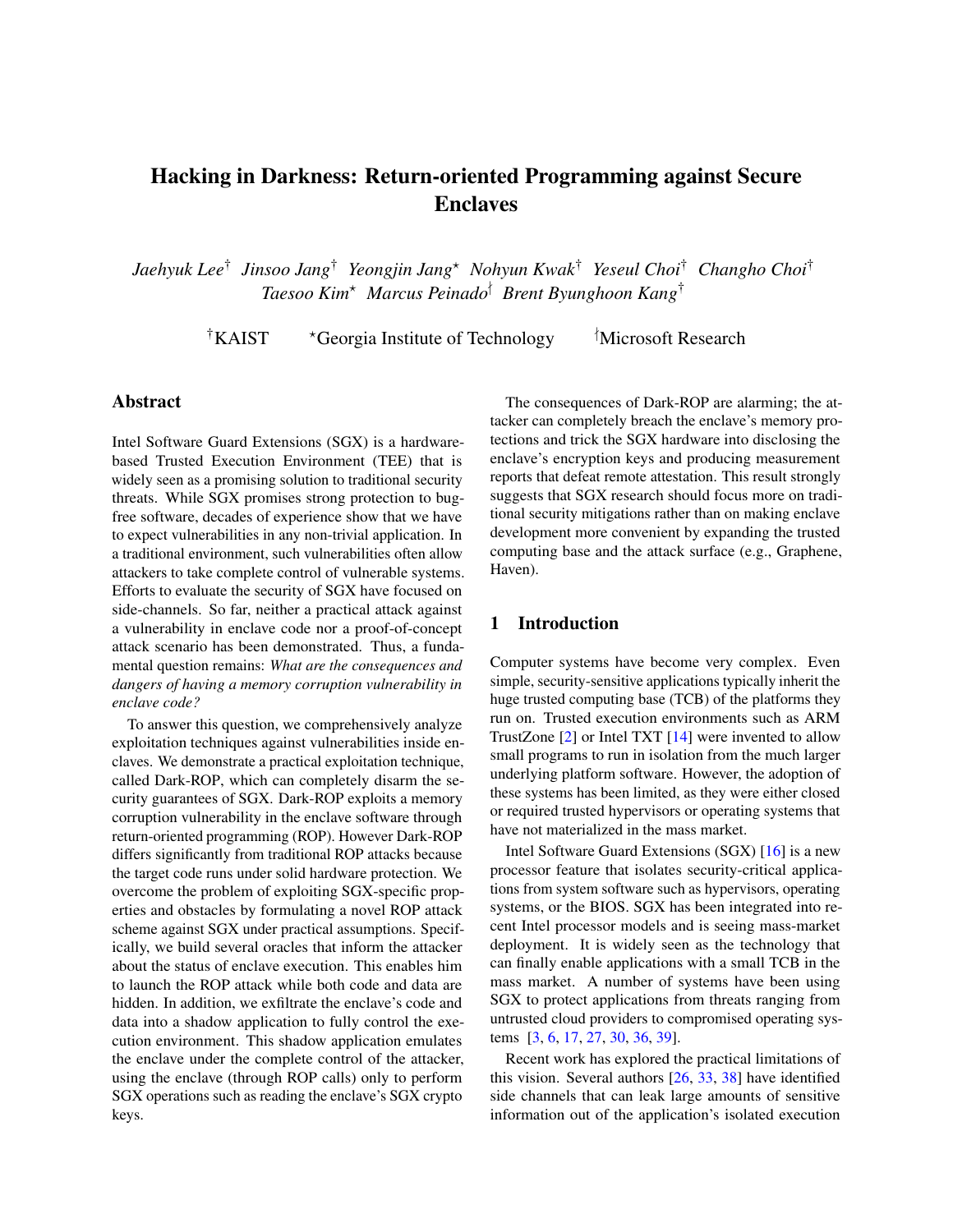# Hacking in Darkness: Return-oriented Programming against Secure Enclaves

*Jaehyuk Lee*[†] *Jinsoo Jang*[†] *Yeongjin Jang*[⋆] *Nohyun Kwak*[†] *Yeseul Choi*[†] *Changho Choi*[†] *Taesoo Kim*[⋆] *Marcus Peinado*[‡] *Brent Byunghoon Kang*[†]

[†]KAIST [⋆]Georgia Institute of Technology [‡]Microsoft Research

## Abstract

Intel Software Guard Extensions (SGX) is a hardware-based Trusted Execution Environment (TEE) that is widely seen as a promising solution to traditional security threats. While SGX promises strong protection to bug-free software, decades of experience show that we have to expect vulnerabilities in any non-trivial application. In a traditional environment, such vulnerabilities often allow attackers to take complete control of vulnerable systems. Efforts to evaluate the security of SGX have focused on side-channels. So far, neither a practical attack against a vulnerability in enclave code nor a proof-of-concept attack scenario has been demonstrated. Thus, a fundamental question remains: *What are the consequences and dangers of having a memory corruption vulnerability in enclave code?*

To answer this question, we comprehensively analyze exploitation techniques against vulnerabilities inside enclaves. We demonstrate a practical exploitation technique, called Dark-ROP, which can completely disarm the security guarantees of SGX. Dark-ROP exploits a memory corruption vulnerability in the enclave software through return-oriented programming (ROP). However Dark-ROP differs significantly from traditional ROP attacks because the target code runs under solid hardware protection. We overcome the problem of exploiting SGX-specific properties and obstacles by formulating a novel ROP attack scheme against SGX under practical assumptions. Specifically, we build several oracles that inform the attacker about the status of enclave execution. This enables him to launch the ROP attack while both code and data are hidden. In addition, we exfiltrate the enclave's code and data into a shadow application to fully control the execution environment. This shadow application emulates the enclave under the complete control of the attacker, using the enclave (through ROP calls) only to perform SGX operations such as reading the enclave's SGX crypto keys.

The consequences of Dark-ROP are alarming; the attacker can completely breach the enclave's memory protections and trick the SGX hardware into disclosing the enclave's encryption keys and producing measurement reports that defeat remote attestation. This result strongly suggests that SGX research should focus more on traditional security mitigations rather than on making enclave development more convenient by expanding the trusted computing base and the attack surface (e.g., Graphene, Haven).

## 1 Introduction

Computer systems have become very complex. Even simple, security-sensitive applications typically inherit the huge trusted computing base (TCB) of the platforms they run on. Trusted execution environments such as ARM TrustZone [2] or Intel TXT [14] were invented to allow small programs to run in isolation from the much larger underlying platform software. However, the adoption of these systems has been limited, as they were either closed or required trusted hypervisors or operating systems that have not materialized in the mass market.

Intel Software Guard Extensions (SGX) [16] is a new processor feature that isolates security-critical applications from system software such as hypervisors, operating systems, or the BIOS. SGX has been integrated into recent Intel processor models and is seeing mass-market deployment. It is widely seen as the technology that can finally enable applications with a small TCB in the mass market. A number of systems have been using SGX to protect applications from threats ranging from untrusted cloud providers to compromised operating systems [3, 6, 17, 27, 30, 36, 39].

Recent work has explored the practical limitations of this vision. Several authors [26, 33, 38] have identified side channels that can leak large amounts of sensitive information out of the application's isolated execution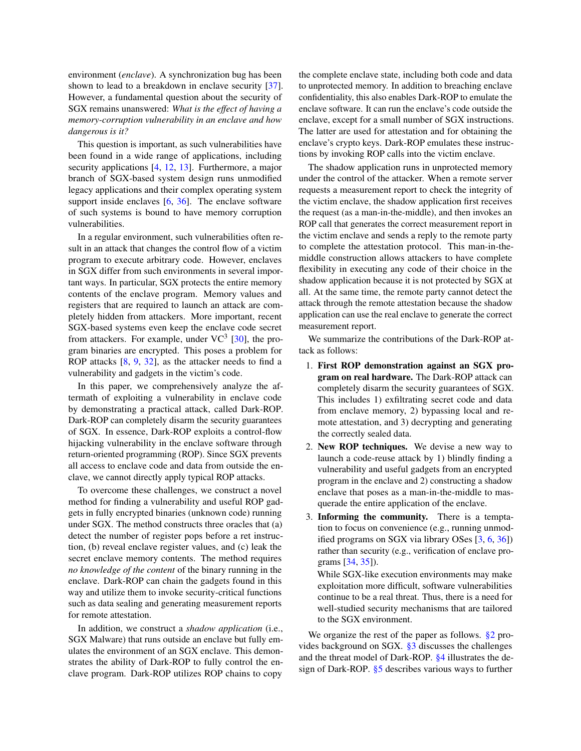environment (*enclave*). A synchronization bug has been shown to lead to a breakdown in enclave security [37]. However, a fundamental question about the security of SGX remains unanswered: *What is the effect of having a memory-corruption vulnerability in an enclave and how dangerous is it?*

This question is important, as such vulnerabilities have been found in a wide range of applications, including security applications [4, 12, 13]. Furthermore, a major branch of SGX-based system design runs unmodified legacy applications and their complex operating system support inside enclaves [6, 36]. The enclave software of such systems is bound to have memory corruption vulnerabilities.

In a regular environment, such vulnerabilities often result in an attack that changes the control flow of a victim program to execute arbitrary code. However, enclaves in SGX differ from such environments in several important ways. In particular, SGX protects the entire memory contents of the enclave program. Memory values and registers that are required to launch an attack are completely hidden from attackers. More important, recent SGX-based systems even keep the enclave code secret from attackers. For example, under $VC^3$ [30], the program binaries are encrypted. This poses a problem for ROP attacks [8, 9, 32], as the attacker needs to find a vulnerability and gadgets in the victim's code.

In this paper, we comprehensively analyze the aftermath of exploiting a vulnerability in enclave code by demonstrating a practical attack, called Dark-ROP. Dark-ROP can completely disarm the security guarantees of SGX. In essence, Dark-ROP exploits a control-flow hijacking vulnerability in the enclave software through return-oriented programming (ROP). Since SGX prevents all access to enclave code and data from outside the enclave, we cannot directly apply typical ROP attacks.

To overcome these challenges, we construct a novel method for finding a vulnerability and useful ROP gadgets in fully encrypted binaries (unknown code) running under SGX. The method constructs three oracles that (a) detect the number of register pops before a ret instruction, (b) reveal enclave register values, and (c) leak the secret enclave memory contents. The method requires *no knowledge of the content* of the binary running in the enclave. Dark-ROP can chain the gadgets found in this way and utilize them to invoke security-critical functions such as data sealing and generating measurement reports for remote attestation.

In addition, we construct a *shadow application* (i.e., SGX Malware) that runs outside an enclave but fully emulates the environment of an SGX enclave. This demonstrates the ability of Dark-ROP to fully control the enclave program. Dark-ROP utilizes ROP chains to copy the complete enclave state, including both code and data to unprotected memory. In addition to breaching enclave confidentiality, this also enables Dark-ROP to emulate the enclave software. It can run the enclave's code outside the enclave, except for a small number of SGX instructions. The latter are used for attestation and for obtaining the enclave's crypto keys. Dark-ROP emulates these instructions by invoking ROP calls into the victim enclave.

The shadow application runs in unprotected memory under the control of the attacker. When a remote server requests a measurement report to check the integrity of the victim enclave, the shadow application first receives the request (as a man-in-the-middle), and then invokes an ROP call that generates the correct measurement report in the victim enclave and sends a reply to the remote party to complete the attestation protocol. This man-in-the-middle construction allows attackers to have complete flexibility in executing any code of their choice in the shadow application because it is not protected by SGX at all. At the same time, the remote party cannot detect the attack through the remote attestation because the shadow application can use the real enclave to generate the correct measurement report.

We summarize the contributions of the Dark-ROP attack as follows:

1. **First ROP demonstration against an SGX program on real hardware.** The Dark-ROP attack can completely disarm the security guarantees of SGX. This includes 1) exfiltrating secret code and data from enclave memory, 2) bypassing local and remote attestation, and 3) decrypting and generating the correctly sealed data.
2. **New ROP techniques.** We devise a new way to launch a code-reuse attack by 1) blindly finding a vulnerability and useful gadgets from an encrypted program in the enclave and 2) constructing a shadow enclave that poses as a man-in-the-middle to masquerade the entire application of the enclave.
3. **Informing the community.** There is a temptation to focus on convenience (e.g., running unmodified programs on SGX via library OSes [3, 6, 36]) rather than security (e.g., verification of enclave programs [34, 35]).

   While SGX-like execution environments may make exploitation more difficult, software vulnerabilities continue to be a real threat. Thus, there is a need for well-studied security mechanisms that are tailored to the SGX environment.

We organize the rest of the paper as follows. §2 provides background on SGX. §3 discusses the challenges and the threat model of Dark-ROP. §4 illustrates the design of Dark-ROP. §5 describes various ways to further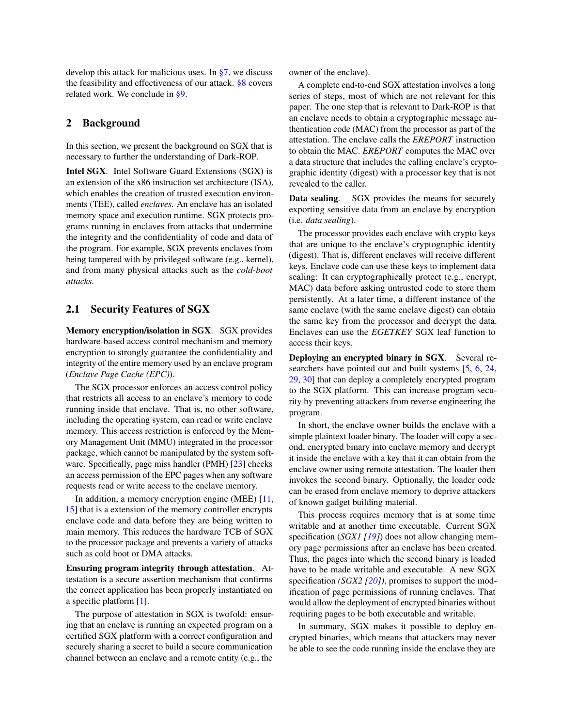develop this attack for malicious uses. In §7, we discuss the feasibility and effectiveness of our attack. §8 covers related work. We conclude in §9.

## 2 Background

In this section, we present the background on SGX that is necessary to further the understanding of Dark-ROP.

**Intel SGX**. Intel Software Guard Extensions (SGX) is an extension of the x86 instruction set architecture (ISA), which enables the creation of trusted execution environments (TEE), called *enclaves*. An enclave has an isolated memory space and execution runtime. SGX protects programs running in enclaves from attacks that undermine the integrity and the confidentiality of code and data of the program. For example, SGX prevents enclaves from being tampered with by privileged software (e.g., kernel), and from many physical attacks such as the *cold-boot attacks*.

### 2.1 Security Features of SGX

**Memory encryption/isolation in SGX**. SGX provides hardware-based access control mechanism and memory encryption to strongly guarantee the confidentiality and integrity of the entire memory used by an enclave program (*Enclave Page Cache (EPC)*).

The SGX processor enforces an access control policy that restricts all access to an enclave's memory to code running inside that enclave. That is, no other software, including the operating system, can read or write enclave memory. This access restriction is enforced by the Memory Management Unit (MMU) integrated in the processor package, which cannot be manipulated by the system software. Specifically, page miss handler (PMH) [23] checks an access permission of the EPC pages when any software requests read or write access to the enclave memory.

In addition, a memory encryption engine (MEE) [11, 15] that is a extension of the memory controller encrypts enclave code and data before they are being written to main memory. This reduces the hardware TCB of SGX to the processor package and prevents a variety of attacks such as cold boot or DMA attacks.

**Ensuring program integrity through attestation**. Attestation is a secure assertion mechanism that confirms the correct application has been properly instantiated on a specific platform [1].

The purpose of attestation in SGX is twofold: ensuring that an enclave is running an expected program on a certified SGX platform with a correct configuration and securely sharing a secret to build a secure communication channel between an enclave and a remote entity (e.g., the owner of the enclave).

A complete end-to-end SGX attestation involves a long series of steps, most of which are not relevant for this paper. The one step that is relevant to Dark-ROP is that an enclave needs to obtain a cryptographic message authentication code (MAC) from the processor as part of the attestation. The enclave calls the *EREPORT* instruction to obtain the MAC. *EREPORT* computes the MAC over a data structure that includes the calling enclave's cryptographic identity (digest) with a processor key that is not revealed to the caller.

**Data sealing**. SGX provides the means for securely exporting sensitive data from an enclave by encryption (i.e. *data sealing*).

The processor provides each enclave with crypto keys that are unique to the enclave's cryptographic identity (digest). That is, different enclaves will receive different keys. Enclave code can use these keys to implement data sealing: It can cryptographically protect (e.g., encrypt, MAC) data before asking untrusted code to store them persistently. At a later time, a different instance of the same enclave (with the same enclave digest) can obtain the same key from the processor and decrypt the data. Enclaves can use the *EGETKEY* SGX leaf function to access their keys.

**Deploying an encrypted binary in SGX**. Several researchers have pointed out and built systems [5, 6, 24, 29, 30] that can deploy a completely encrypted program to the SGX platform. This can increase program security by preventing attackers from reverse engineering the program.

In short, the enclave owner builds the enclave with a simple plaintext loader binary. The loader will copy a second, encrypted binary into enclave memory and decrypt it inside the enclave with a key that it can obtain from the enclave owner using remote attestation. The loader then invokes the second binary. Optionally, the loader code can be erased from enclave memory to deprive attackers of known gadget building material.

This process requires memory that is at some time writable and at another time executable. Current SGX specification (*SGX1 [19]*) does not allow changing memory page permissions after an enclave has been created. Thus, the pages into which the second binary is loaded have to be made writable and executable. A new SGX specification *(SGX2 [20])*, promises to support the modification of page permissions of running enclaves. That would allow the deployment of encrypted binaries without requiring pages to be both executable and writable.

In summary, SGX makes it possible to deploy encrypted binaries, which means that attackers may never be able to see the code running inside the enclave they are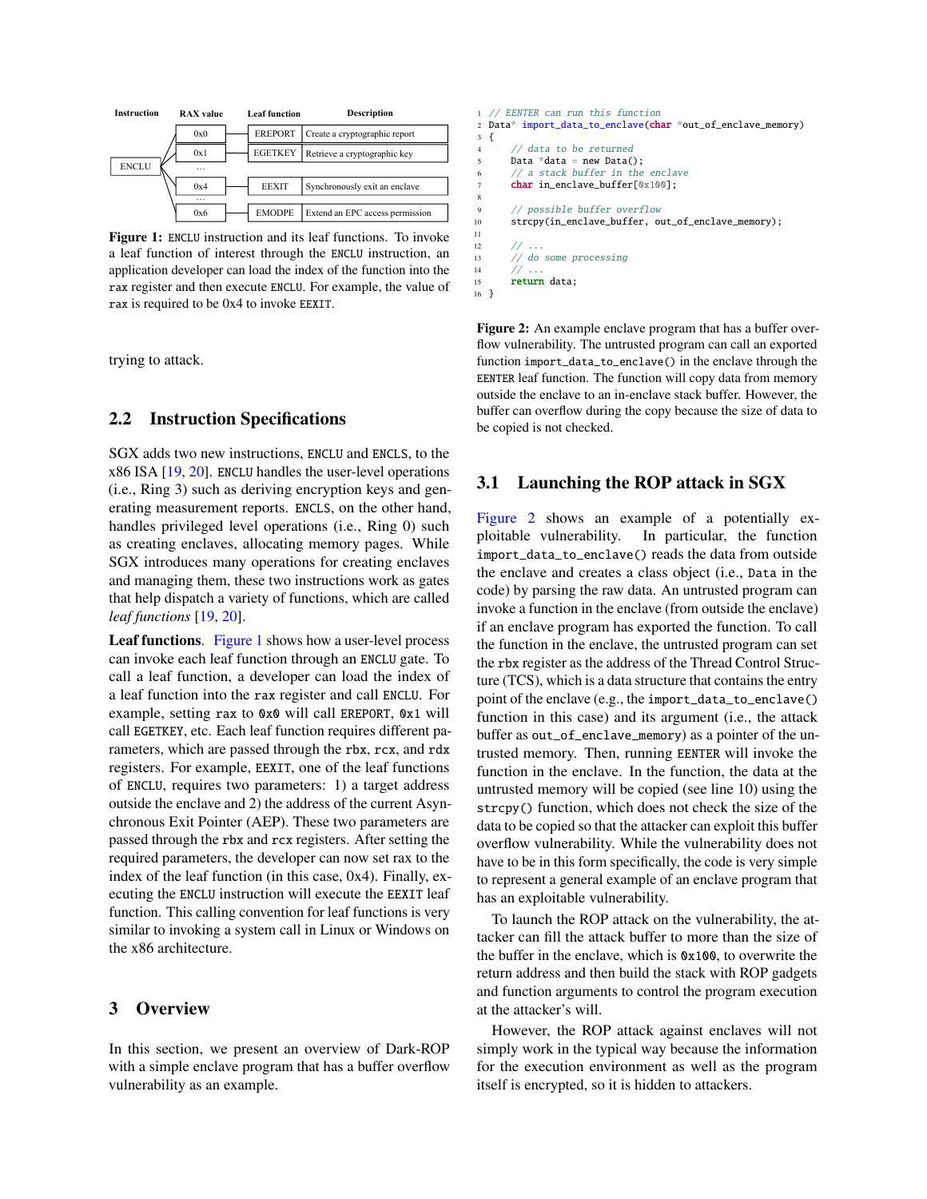| Instruction | RAX value | Leaf function | Description |
|---|---|---|---|
| ENCLU | 0x0 | EREPORT | Create a cryptographic report |
| | 0x1 | EGETKEY | Retrieve a cryptographic key |
| | ... | | |
| | 0x4 | EEXIT | Synchronously exit an enclave |
| | ... | | |
| | 0x6 | EMODPE | Extend an EPC access permission |

**Figure 1:** ENCLU instruction and its leaf functions. To invoke a leaf function of interest through the ENCLU instruction, an application developer can load the index of the function into the rax register and then execute ENCLU. For example, the value of rax is required to be 0x4 to invoke EEXIT.

trying to attack.

## 2.2 Instruction Specifications

SGX adds two new instructions, ENCLU and ENCLS, to the x86 ISA [19, 20]. ENCLU handles the user-level operations (i.e., Ring 3) such as deriving encryption keys and generating measurement reports. ENCLS, on the other hand, handles privileged level operations (i.e., Ring 0) such as creating enclaves, allocating memory pages. While SGX introduces many operations for creating enclaves and managing them, these two instructions work as gates that help dispatch a variety of functions, which are called *leaf functions* [19, 20].

**Leaf functions.** Figure 1 shows how a user-level process can invoke each leaf function through an ENCLU gate. To call a leaf function, a developer can load the index of a leaf function into the rax register and call ENCLU. For example, setting rax to 0x0 will call EREPORT, 0x1 will call EGETKEY, etc. Each leaf function requires different parameters, which are passed through the rbx, rcx, and rdx registers. For example, EEXIT, one of the leaf functions of ENCLU, requires two parameters: 1) a target address outside the enclave and 2) the address of the current Asynchronous Exit Pointer (AEP). These two parameters are passed through the rbx and rcx registers. After setting the required parameters, the developer can now set rax to the index of the leaf function (in this case, 0x4). Finally, executing the ENCLU instruction will execute the EEXIT leaf function. This calling convention for leaf functions is very similar to invoking a system call in Linux or Windows on the x86 architecture.

# 3 Overview

In this section, we present an overview of Dark-ROP with a simple enclave program that has a buffer overflow vulnerability as an example.

```
1  // EENTER can run this function
2  Data* import_data_to_enclave(char *out_of_enclave_memory)
3  {
4      // data to be returned
5      Data *data = new Data();
6      // a stack buffer in the enclave
7      char in_enclave_buffer[0x100];
8
9      // possible buffer overflow
10     strcpy(in_enclave_buffer, out_of_enclave_memory);
11
12     // ...
13     // do some processing
14     // ...
15     return data;
16 }
```

**Figure 2:** An example enclave program that has a buffer overflow vulnerability. The untrusted program can call an exported function import_data_to_enclave() in the enclave through the EENTER leaf function. The function will copy data from memory outside the enclave to an in-enclave stack buffer. However, the buffer can overflow during the copy because the size of data to be copied is not checked.

## 3.1 Launching the ROP attack in SGX

Figure 2 shows an example of a potentially exploitable vulnerability. In particular, the function import_data_to_enclave() reads the data from outside the enclave and creates a class object (i.e., Data in the code) by parsing the raw data. An untrusted program can invoke a function in the enclave (from outside the enclave) if an enclave program has exported the function. To call the function in the enclave, the untrusted program can set the rbx register as the address of the Thread Control Structure (TCS), which is a data structure that contains the entry point of the enclave (e.g., the import_data_to_enclave() function in this case) and its argument (i.e., the attack buffer as out_of_enclave_memory) as a pointer of the untrusted memory. Then, running EENTER will invoke the function in the enclave. In the function, the data at the untrusted memory will be copied (see line 10) using the strcpy() function, which does not check the size of the data to be copied so that the attacker can exploit this buffer overflow vulnerability. While the vulnerability does not have to be in this form specifically, the code is very simple to represent a general example of an enclave program that has an exploitable vulnerability.

To launch the ROP attack on the vulnerability, the attacker can fill the attack buffer to more than the size of the buffer in the enclave, which is 0x100, to overwrite the return address and then build the stack with ROP gadgets and function arguments to control the program execution at the attacker's will.

However, the ROP attack against enclaves will not simply work in the typical way because the information for the execution environment as well as the program itself is encrypted, so it is hidden to attackers.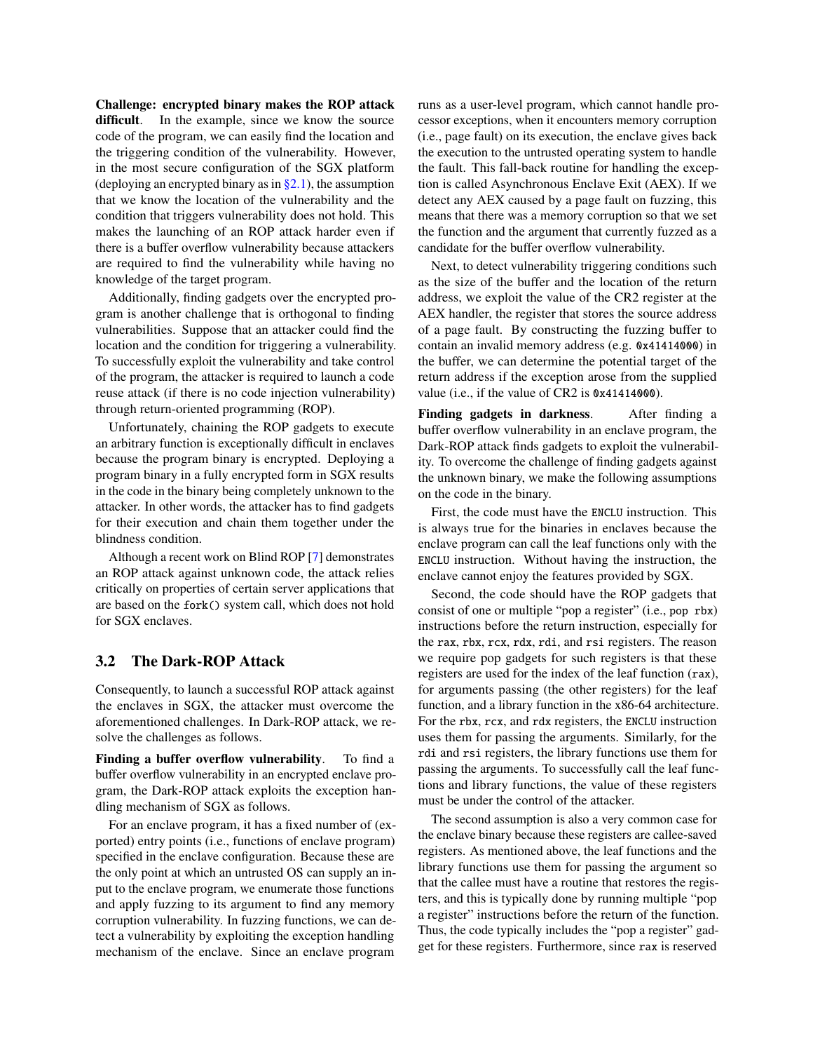**Challenge: encrypted binary makes the ROP attack difficult**. In the example, since we know the source code of the program, we can easily find the location and the triggering condition of the vulnerability. However, in the most secure configuration of the SGX platform (deploying an encrypted binary as in §2.1), the assumption that we know the location of the vulnerability and the condition that triggers vulnerability does not hold. This makes the launching of an ROP attack harder even if there is a buffer overflow vulnerability because attackers are required to find the vulnerability while having no knowledge of the target program.

Additionally, finding gadgets over the encrypted program is another challenge that is orthogonal to finding vulnerabilities. Suppose that an attacker could find the location and the condition for triggering a vulnerability. To successfully exploit the vulnerability and take control of the program, the attacker is required to launch a code reuse attack (if there is no code injection vulnerability) through return-oriented programming (ROP).

Unfortunately, chaining the ROP gadgets to execute an arbitrary function is exceptionally difficult in enclaves because the program binary is encrypted. Deploying a program binary in a fully encrypted form in SGX results in the code in the binary being completely unknown to the attacker. In other words, the attacker has to find gadgets for their execution and chain them together under the blindness condition.

Although a recent work on Blind ROP [7] demonstrates an ROP attack against unknown code, the attack relies critically on properties of certain server applications that are based on the `fork()` system call, which does not hold for SGX enclaves.

## 3.2 The Dark-ROP Attack

Consequently, to launch a successful ROP attack against the enclaves in SGX, the attacker must overcome the aforementioned challenges. In Dark-ROP attack, we resolve the challenges as follows.

**Finding a buffer overflow vulnerability**. To find a buffer overflow vulnerability in an encrypted enclave program, the Dark-ROP attack exploits the exception handling mechanism of SGX as follows.

For an enclave program, it has a fixed number of (exported) entry points (i.e., functions of enclave program) specified in the enclave configuration. Because these are the only point at which an untrusted OS can supply an input to the enclave program, we enumerate those functions and apply fuzzing to its argument to find any memory corruption vulnerability. In fuzzing functions, we can detect a vulnerability by exploiting the exception handling mechanism of the enclave. Since an enclave program runs as a user-level program, which cannot handle processor exceptions, when it encounters memory corruption (i.e., page fault) on its execution, the enclave gives back the execution to the untrusted operating system to handle the fault. This fall-back routine for handling the exception is called Asynchronous Enclave Exit (AEX). If we detect any AEX caused by a page fault on fuzzing, this means that there was a memory corruption so that we set the function and the argument that currently fuzzed as a candidate for the buffer overflow vulnerability.

Next, to detect vulnerability triggering conditions such as the size of the buffer and the location of the return address, we exploit the value of the CR2 register at the AEX handler, the register that stores the source address of a page fault. By constructing the fuzzing buffer to contain an invalid memory address (e.g. `0x41414000`) in the buffer, we can determine the potential target of the return address if the exception arose from the supplied value (i.e., if the value of CR2 is `0x41414000`).

**Finding gadgets in darkness**. After finding a buffer overflow vulnerability in an enclave program, the Dark-ROP attack finds gadgets to exploit the vulnerability. To overcome the challenge of finding gadgets against the unknown binary, we make the following assumptions on the code in the binary.

First, the code must have the `ENCLU` instruction. This is always true for the binaries in enclaves because the enclave program can call the leaf functions only with the `ENCLU` instruction. Without having the instruction, the enclave cannot enjoy the features provided by SGX.

Second, the code should have the ROP gadgets that consist of one or multiple "pop a register" (i.e., `pop rbx`) instructions before the return instruction, especially for the `rax`, `rbx`, `rcx`, `rdx`, `rdi`, and `rsi` registers. The reason we require pop gadgets for such registers is that these registers are used for the index of the leaf function (`rax`), for arguments passing (the other registers) for the leaf function, and a library function in the x86-64 architecture. For the `rbx`, `rcx`, and `rdx` registers, the `ENCLU` instruction uses them for passing the arguments. Similarly, for the `rdi` and `rsi` registers, the library functions use them for passing the arguments. To successfully call the leaf functions and library functions, the value of these registers must be under the control of the attacker.

The second assumption is also a very common case for the enclave binary because these registers are callee-saved registers. As mentioned above, the leaf functions and the library functions use them for passing the argument so that the callee must have a routine that restores the registers, and this is typically done by running multiple "pop a register" instructions before the return of the function. Thus, the code typically includes the "pop a register" gadget for these registers. Furthermore, since `rax` is reserved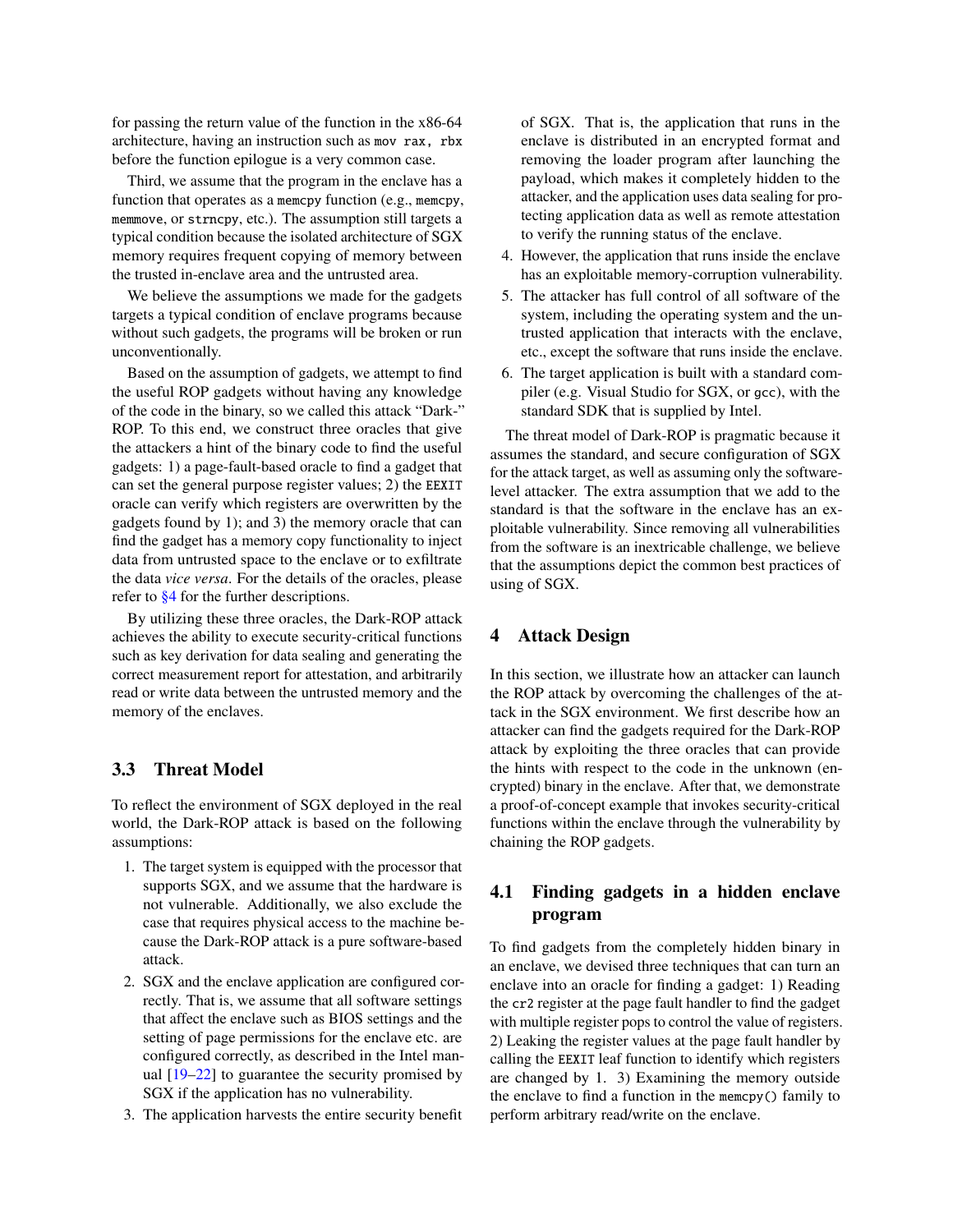for passing the return value of the function in the x86-64 architecture, having an instruction such as `mov rax, rbx` before the function epilogue is a very common case.

Third, we assume that the program in the enclave has a function that operates as a `memcpy` function (e.g., `memcpy`, `memmove`, or `strncpy`, etc.). The assumption still targets a typical condition because the isolated architecture of SGX memory requires frequent copying of memory between the trusted in-enclave area and the untrusted area.

We believe the assumptions we made for the gadgets targets a typical condition of enclave programs because without such gadgets, the programs will be broken or run unconventionally.

Based on the assumption of gadgets, we attempt to find the useful ROP gadgets without having any knowledge of the code in the binary, so we called this attack "Dark-" ROP. To this end, we construct three oracles that give the attackers a hint of the binary code to find the useful gadgets: 1) a page-fault-based oracle to find a gadget that can set the general purpose register values; 2) the `EEXIT` oracle can verify which registers are overwritten by the gadgets found by 1); and 3) the memory oracle that can find the gadget has a memory copy functionality to inject data from untrusted space to the enclave or to exfiltrate the data *vice versa*. For the details of the oracles, please refer to §4 for the further descriptions.

By utilizing these three oracles, the Dark-ROP attack achieves the ability to execute security-critical functions such as key derivation for data sealing and generating the correct measurement report for attestation, and arbitrarily read or write data between the untrusted memory and the memory of the enclaves.

## 3.3 Threat Model

To reflect the environment of SGX deployed in the real world, the Dark-ROP attack is based on the following assumptions:

1. The target system is equipped with the processor that supports SGX, and we assume that the hardware is not vulnerable. Additionally, we also exclude the case that requires physical access to the machine because the Dark-ROP attack is a pure software-based attack.
2. SGX and the enclave application are configured correctly. That is, we assume that all software settings that affect the enclave such as BIOS settings and the setting of page permissions for the enclave etc. are configured correctly, as described in the Intel manual [19–22] to guarantee the security promised by SGX if the application has no vulnerability.
3. The application harvests the entire security benefit of SGX. That is, the application that runs in the enclave is distributed in an encrypted format and removing the loader program after launching the payload, which makes it completely hidden to the attacker, and the application uses data sealing for protecting application data as well as remote attestation to verify the running status of the enclave.
4. However, the application that runs inside the enclave has an exploitable memory-corruption vulnerability.
5. The attacker has full control of all software of the system, including the operating system and the untrusted application that interacts with the enclave, etc., except the software that runs inside the enclave.
6. The target application is built with a standard compiler (e.g. Visual Studio for SGX, or `gcc`), with the standard SDK that is supplied by Intel.

The threat model of Dark-ROP is pragmatic because it assumes the standard, and secure configuration of SGX for the attack target, as well as assuming only the software-level attacker. The extra assumption that we add to the standard is that the software in the enclave has an exploitable vulnerability. Since removing all vulnerabilities from the software is an inextricable challenge, we believe that the assumptions depict the common best practices of using of SGX.

# 4 Attack Design

In this section, we illustrate how an attacker can launch the ROP attack by overcoming the challenges of the attack in the SGX environment. We first describe how an attacker can find the gadgets required for the Dark-ROP attack by exploiting the three oracles that can provide the hints with respect to the code in the unknown (encrypted) binary in the enclave. After that, we demonstrate a proof-of-concept example that invokes security-critical functions within the enclave through the vulnerability by chaining the ROP gadgets.

## 4.1 Finding gadgets in a hidden enclave program

To find gadgets from the completely hidden binary in an enclave, we devised three techniques that can turn an enclave into an oracle for finding a gadget: 1) Reading the `cr2` register at the page fault handler to find the gadget with multiple register pops to control the value of registers. 2) Leaking the register values at the page fault handler by calling the `EEXIT` leaf function to identify which registers are changed by 1. 3) Examining the memory outside the enclave to find a function in the `memcpy()` family to perform arbitrary read/write on the enclave.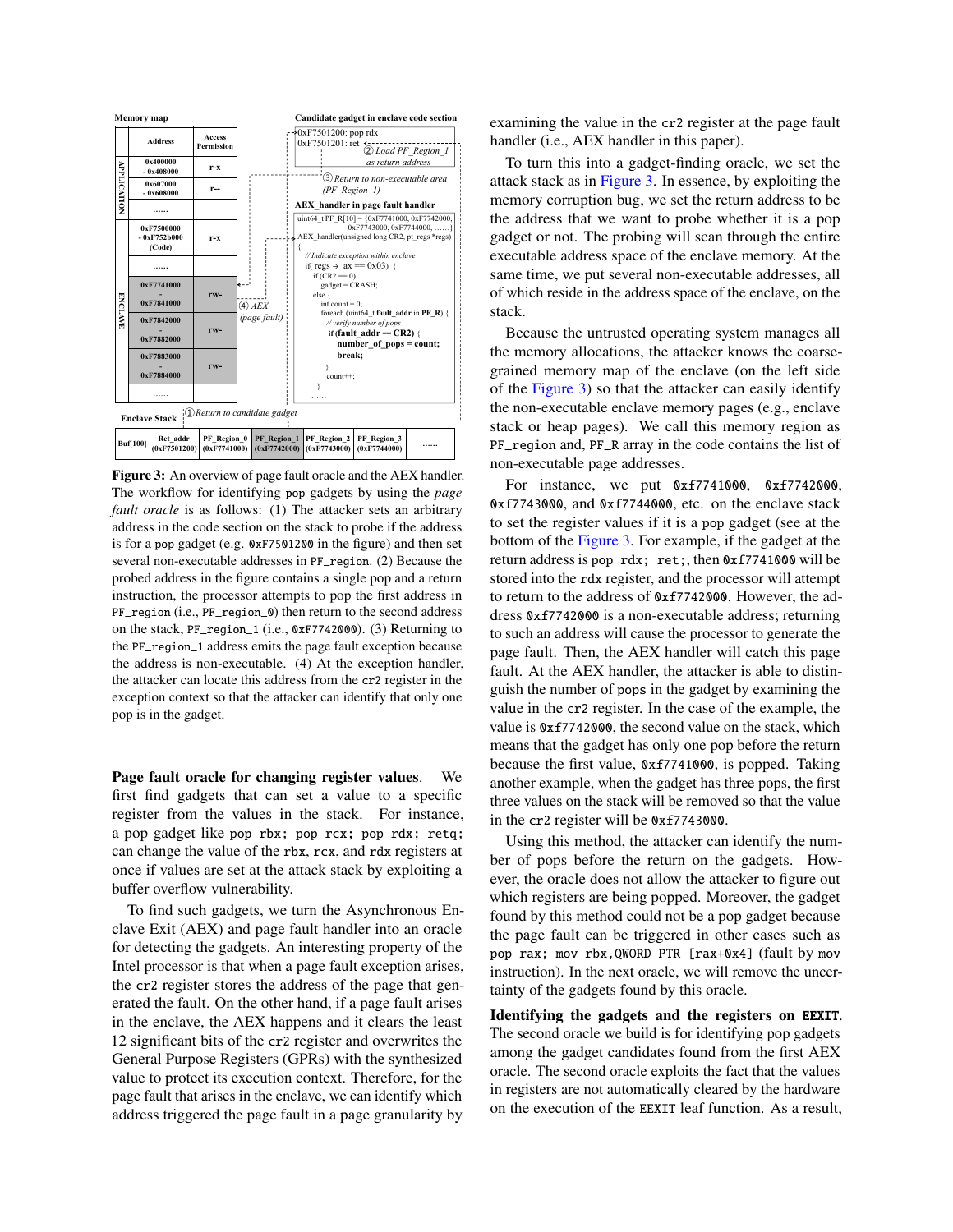Memory map

| | Address | Access Permission |
|---|---|---|
| APPLICATION | 0x400000 - 0x408000 | r-x |
| | 0x607000 - 0x608000 | r-- |
| | ...... | |
| ENCLAVE | 0xF7500000 - 0xF752b000 (Code) | r-x |
| | ...... | |
| | 0xF7741000 - 0xF7841000 | rw- |
| | 0xF7842000 - 0xF7882000 | rw- |
| | 0xF7883000 - 0xF7884000 | rw- |
| | ...... | |

Candidate gadget in enclave code section

```
0xF7501200: pop rdx
0xF7501201: ret
```

② Load PF_Region_1 as return address

③ Return to non-executable area (PF_Region_1)

④ AEX (page fault)

AEX_handler in page fault handler

```
uint64_t PF_R[10] = {0xF7741000, 0xF7742000,
                     0xF7743000, 0xF7744000, ......}
AEX_handler(unsigned long CR2, pt_regs *regs)
{
    // Indicate exception within enclave
    if( regs → ax == 0x03) {
        if (CR2 == 0)
            gadget = CRASH;
        else {
            int count = 0;
            foreach (uint64_t fault_addr in PF_R) {
                // verify number of pops
                if (fault_addr == CR2) {
                    number_of_pops = count;
                    break;
                }
                count++;
            }
        ......
```

Enclave Stack

① Return to candidate gadget

| Buf[100] | Ret_addr (0xF7501200) | PF_Region_0 (0xF7741000) | PF_Region_1 (0xF7742000) | PF_Region_2 (0xF7743000) | PF_Region_3 (0xF7744000) | ...... |
|---|---|---|---|---|---|---|

**Figure 3:** An overview of page fault oracle and the AEX handler. The workflow for identifying `pop` gadgets by using the *page fault oracle* is as follows: (1) The attacker sets an arbitrary address in the code section on the stack to probe if the address is for a `pop` gadget (e.g. `0xF7501200` in the figure) and then set several non-executable addresses in `PF_region`. (2) Because the probed address in the figure contains a single pop and a return instruction, the processor attempts to pop the first address in `PF_region` (i.e., `PF_region_0`) then return to the second address on the stack, `PF_region_1` (i.e., `0xF7742000`). (3) Returning to the `PF_region_1` address emits the page fault exception because the address is non-executable. (4) At the exception handler, the attacker can locate this address from the `cr2` register in the exception context so that the attacker can identify that only one pop is in the gadget.

**Page fault oracle for changing register values**. We first find gadgets that can set a value to a specific register from the values in the stack. For instance, a pop gadget like `pop rbx; pop rcx; pop rdx; retq;` can change the value of the `rbx`, `rcx`, and `rdx` registers at once if values are set at the attack stack by exploiting a buffer overflow vulnerability.

To find such gadgets, we turn the Asynchronous Enclave Exit (AEX) and page fault handler into an oracle for detecting the gadgets. An interesting property of the Intel processor is that when a page fault exception arises, the `cr2` register stores the address of the page that generated the fault. On the other hand, if a page fault arises in the enclave, the AEX happens and it clears the least 12 significant bits of the `cr2` register and overwrites the General Purpose Registers (GPRs) with the synthesized value to protect its execution context. Therefore, for the page fault that arises in the enclave, we can identify which address triggered the page fault in a page granularity by examining the value in the `cr2` register at the page fault handler (i.e., AEX handler in this paper).

To turn this into a gadget-finding oracle, we set the attack stack as in Figure 3. In essence, by exploiting the memory corruption bug, we set the return address to be the address that we want to probe whether it is a pop gadget or not. The probing will scan through the entire executable address space of the enclave memory. At the same time, we put several non-executable addresses, all of which reside in the address space of the enclave, on the stack.

Because the untrusted operating system manages all the memory allocations, the attacker knows the coarse-grained memory map of the enclave (on the left side of the Figure 3) so that the attacker can easily identify the non-executable enclave memory pages (e.g., enclave stack or heap pages). We call this memory region as `PF_region` and, `PF_R` array in the code contains the list of non-executable page addresses.

For instance, we put `0xf7741000`, `0xf7742000`, `0xf7743000`, and `0xf7744000`, etc. on the enclave stack to set the register values if it is a `pop` gadget (see at the bottom of the Figure 3). For example, if the gadget at the return address is `pop rdx; ret;`, then `0xf7741000` will be stored into the `rdx` register, and the processor will attempt to return to the address of `0xf7742000`. However, the address `0xf7742000` is a non-executable address; returning to such an address will cause the processor to generate the page fault. Then, the AEX handler will catch this page fault. At the AEX handler, the attacker is able to distinguish the number of `pop`s in the gadget by examining the value in the `cr2` register. In the case of the example, the value is `0xf7742000`, the second value on the stack, which means that the gadget has only one pop before the return because the first value, `0xf7741000`, is popped. Taking another example, when the gadget has three pops, the first three values on the stack will be removed so that the value in the `cr2` register will be `0xf7743000`.

Using this method, the attacker can identify the number of pops before the return on the gadgets. However, the oracle does not allow the attacker to figure out which registers are being popped. Moreover, the gadget found by this method could not be a pop gadget because the page fault can be triggered in other cases such as `pop rax; mov rbx,QWORD PTR [rax+0x4]` (fault by `mov` instruction). In the next oracle, we will remove the uncertainty of the gadgets found by this oracle.

**Identifying the gadgets and the registers on `EEXIT`**. The second oracle we build is for identifying pop gadgets among the gadget candidates found from the first AEX oracle. The second oracle exploits the fact that the values in registers are not automatically cleared by the hardware on the execution of the `EEXIT` leaf function. As a result,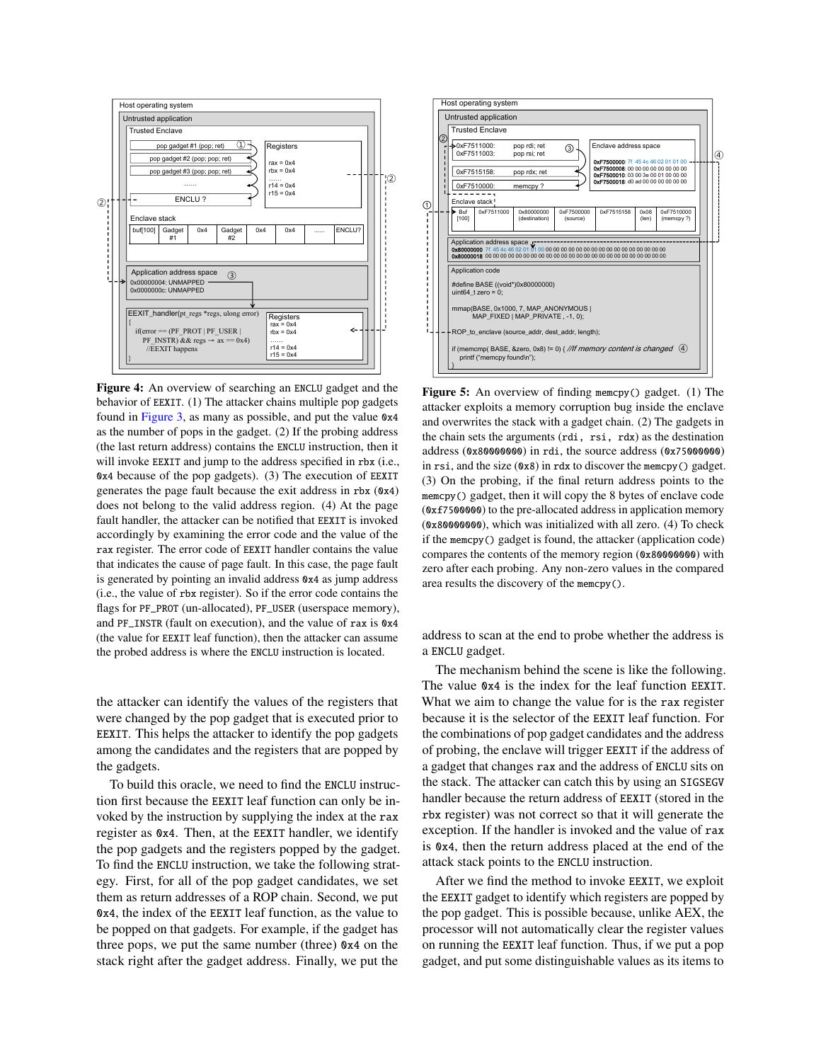**Figure 4:** An overview of searching an ENCLU gadget and the behavior of EEXIT. (1) The attacker chains multiple pop gadgets found in Figure 3, as many as possible, and put the value 0x4 as the number of pops in the gadget. (2) If the probing address (the last return address) contains the ENCLU instruction, then it will invoke EEXIT and jump to the address specified in rbx (i.e., 0x4 because of the pop gadgets). (3) The execution of EEXIT generates the page fault because the exit address in rbx (0x4) does not belong to the valid address region. (4) At the page fault handler, the attacker can be notified that EEXIT is invoked accordingly by examining the error code and the value of the rax register. The error code of EEXIT handler contains the value that indicates the cause of page fault. In this case, the page fault is generated by pointing an invalid address 0x4 as jump address (i.e., the value of rbx register). So if the error code contains the flags for PF_PROT (un-allocated), PF_USER (userspace memory), and PF_INSTR (fault on execution), and the value of rax is 0x4 (the value for EEXIT leaf function), then the attacker can assume the probed address is where the ENCLU instruction is located.

**Figure 5:** An overview of finding memcpy() gadget. (1) The attacker exploits a memory corruption bug inside the enclave and overwrites the stack with a gadget chain. (2) The gadgets in the chain sets the arguments (rdi, rsi, rdx) as the destination address (0x80000000) in rdi, the source address (0x75000000) in rsi, and the size (0x8) in rdx to discover the memcpy() gadget. (3) On the probing, if the final return address points to the memcpy() gadget, then it will copy the 8 bytes of enclave code (0xf7500000) to the pre-allocated address in application memory (0x80000000), which was initialized with all zero. (4) To check if the memcpy() gadget is found, the attacker (application code) compares the contents of the memory region (0x80000000) with zero after each probing. Any non-zero values in the compared area results the discovery of the memcpy().

the attacker can identify the values of the registers that were changed by the pop gadget that is executed prior to EEXIT. This helps the attacker to identify the pop gadgets among the candidates and the registers that are popped by the gadgets.

To build this oracle, we need to find the ENCLU instruction first because the EEXIT leaf function can only be invoked by the instruction by supplying the index at the rax register as 0x4. Then, at the EEXIT handler, we identify the pop gadgets and the registers popped by the gadget. To find the ENCLU instruction, we take the following strategy. First, for all of the pop gadget candidates, we set them as return addresses of a ROP chain. Second, we put 0x4, the index of the EEXIT leaf function, as the value to be popped on that gadgets. For example, if the gadget has three pops, we put the same number (three) 0x4 on the stack right after the gadget address. Finally, we put the address to scan at the end to probe whether the address is a ENCLU gadget.

The mechanism behind the scene is like the following. The value 0x4 is the index for the leaf function EEXIT. What we aim to change the value for is the rax register because it is the selector of the EEXIT leaf function. For the combinations of pop gadget candidates and the address of probing, the enclave will trigger EEXIT if the address of a gadget that changes rax and the address of ENCLU sits on the stack. The attacker can catch this by using an SIGSEGV handler because the return address of EEXIT (stored in the rbx register) was not correct so that it will generate the exception. If the handler is invoked and the value of rax is 0x4, then the return address placed at the end of the attack stack points to the ENCLU instruction.

After we find the method to invoke EEXIT, we exploit the EEXIT gadget to identify which registers are popped by the pop gadget. This is possible because, unlike AEX, the processor will not automatically clear the register values on running the EEXIT leaf function. Thus, if we put a pop gadget, and put some distinguishable values as its items to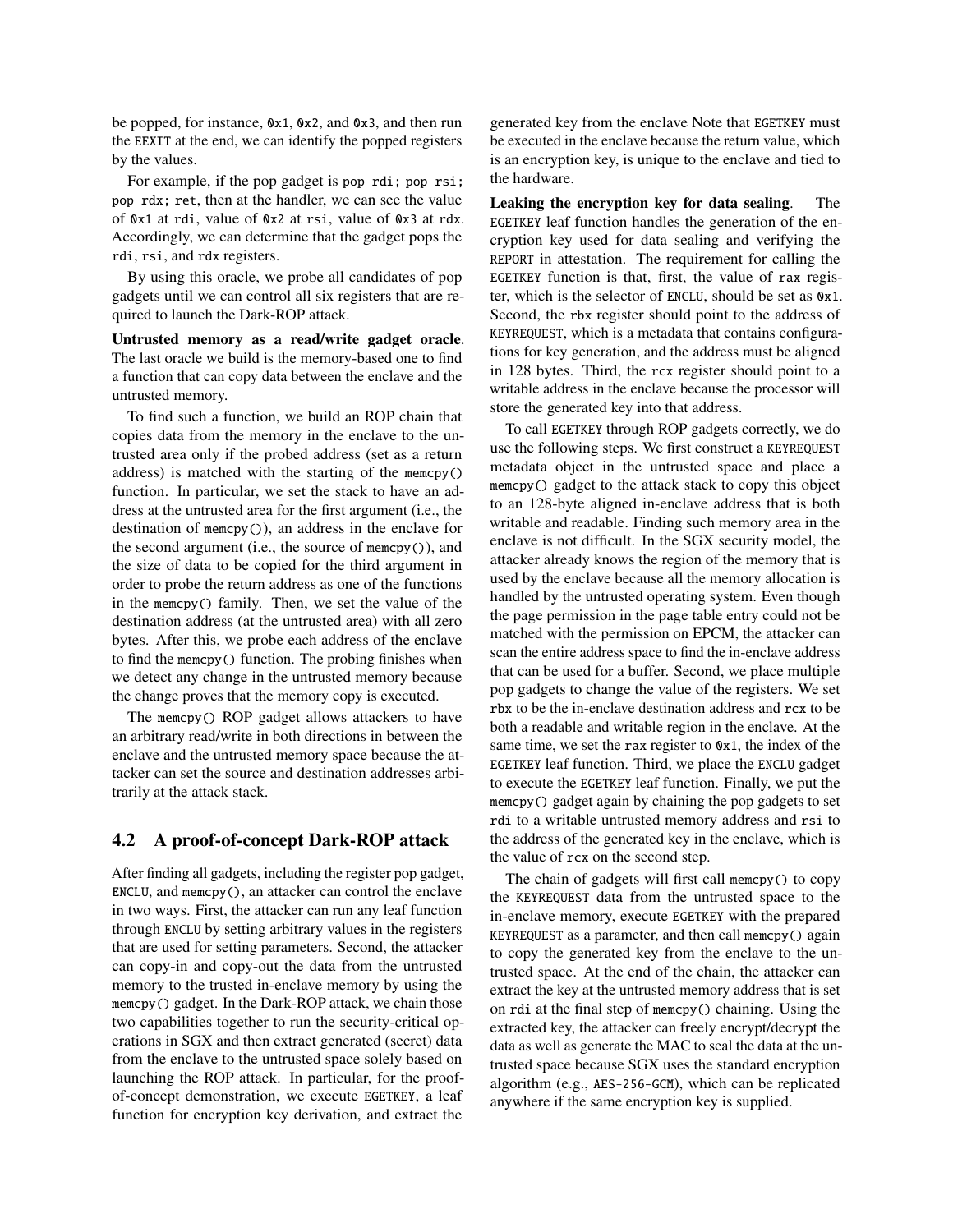be popped, for instance, `0x1`, `0x2`, and `0x3`, and then run the `EEXIT` at the end, we can identify the popped registers by the values.

For example, if the pop gadget is `pop rdi; pop rsi; pop rdx; ret`, then at the handler, we can see the value of `0x1` at `rdi`, value of `0x2` at `rsi`, value of `0x3` at `rdx`. Accordingly, we can determine that the gadget pops the `rdi`, `rsi`, and `rdx` registers.

By using this oracle, we probe all candidates of pop gadgets until we can control all six registers that are required to launch the Dark-ROP attack.

**Untrusted memory as a read/write gadget oracle**. The last oracle we build is the memory-based one to find a function that can copy data between the enclave and the untrusted memory.

To find such a function, we build an ROP chain that copies data from the memory in the enclave to the untrusted area only if the probed address (set as a return address) is matched with the starting of the `memcpy()` function. In particular, we set the stack to have an address at the untrusted area for the first argument (i.e., the destination of `memcpy()`), an address in the enclave for the second argument (i.e., the source of `memcpy()`), and the size of data to be copied for the third argument in order to probe the return address as one of the functions in the `memcpy()` family. Then, we set the value of the destination address (at the untrusted area) with all zero bytes. After this, we probe each address of the enclave to find the `memcpy()` function. The probing finishes when we detect any change in the untrusted memory because the change proves that the memory copy is executed.

The `memcpy()` ROP gadget allows attackers to have an arbitrary read/write in both directions in between the enclave and the untrusted memory space because the attacker can set the source and destination addresses arbitrarily at the attack stack.

## 4.2 A proof-of-concept Dark-ROP attack

After finding all gadgets, including the register pop gadget, `ENCLU`, and `memcpy()`, an attacker can control the enclave in two ways. First, the attacker can run any leaf function through `ENCLU` by setting arbitrary values in the registers that are used for setting parameters. Second, the attacker can copy-in and copy-out the data from the untrusted memory to the trusted in-enclave memory by using the `memcpy()` gadget. In the Dark-ROP attack, we chain those two capabilities together to run the security-critical operations in SGX and then extract generated (secret) data from the enclave to the untrusted space solely based on launching the ROP attack. In particular, for the proof-of-concept demonstration, we execute `EGETKEY`, a leaf function for encryption key derivation, and extract the generated key from the enclave Note that `EGETKEY` must be executed in the enclave because the return value, which is an encryption key, is unique to the enclave and tied to the hardware.

**Leaking the encryption key for data sealing**. The `EGETKEY` leaf function handles the generation of the encryption key used for data sealing and verifying the `REPORT` in attestation. The requirement for calling the `EGETKEY` function is that, first, the value of `rax` register, which is the selector of `ENCLU`, should be set as `0x1`. Second, the `rbx` register should point to the address of `KEYREQUEST`, which is a metadata that contains configurations for key generation, and the address must be aligned in 128 bytes. Third, the `rcx` register should point to a writable address in the enclave because the processor will store the generated key into that address.

To call `EGETKEY` through ROP gadgets correctly, we do use the following steps. We first construct a `KEYREQUEST` metadata object in the untrusted space and place a `memcpy()` gadget to the attack stack to copy this object to an 128-byte aligned in-enclave address that is both writable and readable. Finding such memory area in the enclave is not difficult. In the SGX security model, the attacker already knows the region of the memory that is used by the enclave because all the memory allocation is handled by the untrusted operating system. Even though the page permission in the page table entry could not be matched with the permission on EPCM, the attacker can scan the entire address space to find the in-enclave address that can be used for a buffer. Second, we place multiple pop gadgets to change the value of the registers. We set `rbx` to be the in-enclave destination address and `rcx` to be both a readable and writable region in the enclave. At the same time, we set the `rax` register to `0x1`, the index of the `EGETKEY` leaf function. Third, we place the `ENCLU` gadget to execute the `EGETKEY` leaf function. Finally, we put the `memcpy()` gadget again by chaining the pop gadgets to set `rdi` to a writable untrusted memory address and `rsi` to the address of the generated key in the enclave, which is the value of `rcx` on the second step.

The chain of gadgets will first call `memcpy()` to copy the `KEYREQUEST` data from the untrusted space to the in-enclave memory, execute `EGETKEY` with the prepared `KEYREQUEST` as a parameter, and then call `memcpy()` again to copy the generated key from the enclave to the untrusted space. At the end of the chain, the attacker can extract the key at the untrusted memory address that is set on `rdi` at the final step of `memcpy()` chaining. Using the extracted key, the attacker can freely encrypt/decrypt the data as well as generate the MAC to seal the data at the untrusted space because SGX uses the standard encryption algorithm (e.g., `AES-256-GCM`), which can be replicated anywhere if the same encryption key is supplied.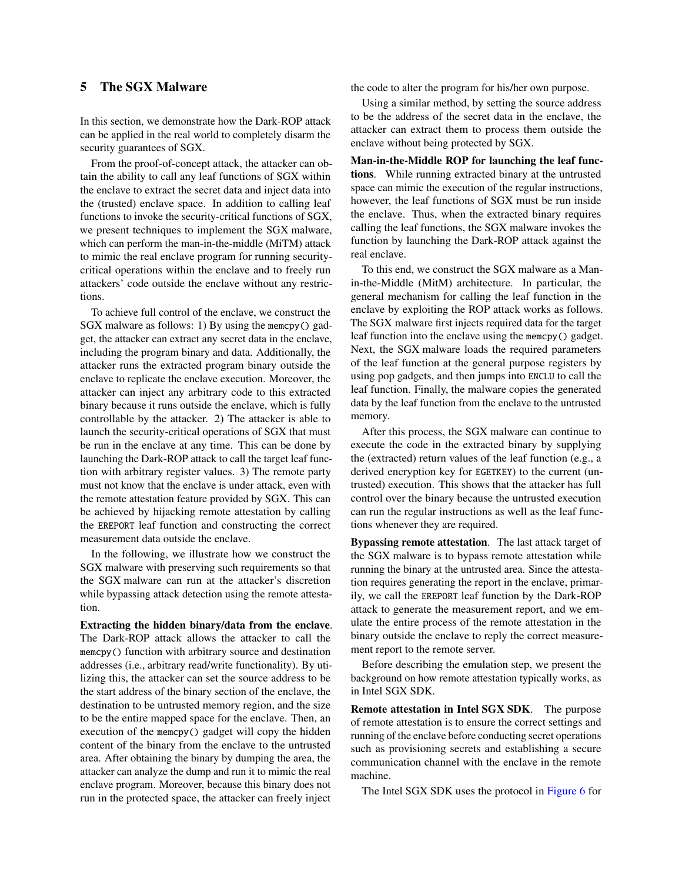## 5 The SGX Malware

In this section, we demonstrate how the Dark-ROP attack can be applied in the real world to completely disarm the security guarantees of SGX.

From the proof-of-concept attack, the attacker can obtain the ability to call any leaf functions of SGX within the enclave to extract the secret data and inject data into the (trusted) enclave space. In addition to calling leaf functions to invoke the security-critical functions of SGX, we present techniques to implement the SGX malware, which can perform the man-in-the-middle (MiTM) attack to mimic the real enclave program for running security-critical operations within the enclave and to freely run attackers' code outside the enclave without any restrictions.

To achieve full control of the enclave, we construct the SGX malware as follows: 1) By using the `memcpy()` gadget, the attacker can extract any secret data in the enclave, including the program binary and data. Additionally, the attacker runs the extracted program binary outside the enclave to replicate the enclave execution. Moreover, the attacker can inject any arbitrary code to this extracted binary because it runs outside the enclave, which is fully controllable by the attacker. 2) The attacker is able to launch the security-critical operations of SGX that must be run in the enclave at any time. This can be done by launching the Dark-ROP attack to call the target leaf function with arbitrary register values. 3) The remote party must not know that the enclave is under attack, even with the remote attestation feature provided by SGX. This can be achieved by hijacking remote attestation by calling the `EREPORT` leaf function and constructing the correct measurement data outside the enclave.

In the following, we illustrate how we construct the SGX malware with preserving such requirements so that the SGX malware can run at the attacker's discretion while bypassing attack detection using the remote attestation.

**Extracting the hidden binary/data from the enclave**. The Dark-ROP attack allows the attacker to call the `memcpy()` function with arbitrary source and destination addresses (i.e., arbitrary read/write functionality). By utilizing this, the attacker can set the source address to be the start address of the binary section of the enclave, the destination to be untrusted memory region, and the size to be the entire mapped space for the enclave. Then, an execution of the `memcpy()` gadget will copy the hidden content of the binary from the enclave to the untrusted area. After obtaining the binary by dumping the area, the attacker can analyze the dump and run it to mimic the real enclave program. Moreover, because this binary does not run in the protected space, the attacker can freely inject the code to alter the program for his/her own purpose.

Using a similar method, by setting the source address to be the address of the secret data in the enclave, the attacker can extract them to process them outside the enclave without being protected by SGX.

**Man-in-the-Middle ROP for launching the leaf functions**. While running extracted binary at the untrusted space can mimic the execution of the regular instructions, however, the leaf functions of SGX must be run inside the enclave. Thus, when the extracted binary requires calling the leaf functions, the SGX malware invokes the function by launching the Dark-ROP attack against the real enclave.

To this end, we construct the SGX malware as a Man-in-the-Middle (MitM) architecture. In particular, the general mechanism for calling the leaf function in the enclave by exploiting the ROP attack works as follows. The SGX malware first injects required data for the target leaf function into the enclave using the `memcpy()` gadget. Next, the SGX malware loads the required parameters of the leaf function at the general purpose registers by using pop gadgets, and then jumps into `ENCLU` to call the leaf function. Finally, the malware copies the generated data by the leaf function from the enclave to the untrusted memory.

After this process, the SGX malware can continue to execute the code in the extracted binary by supplying the (extracted) return values of the leaf function (e.g., a derived encryption key for `EGETKEY`) to the current (untrusted) execution. This shows that the attacker has full control over the binary because the untrusted execution can run the regular instructions as well as the leaf functions whenever they are required.

**Bypassing remote attestation**. The last attack target of the SGX malware is to bypass remote attestation while running the binary at the untrusted area. Since the attestation requires generating the report in the enclave, primarily, we call the `EREPORT` leaf function by the Dark-ROP attack to generate the measurement report, and we emulate the entire process of the remote attestation in the binary outside the enclave to reply the correct measurement report to the remote server.

Before describing the emulation step, we present the background on how remote attestation typically works, as in Intel SGX SDK.

**Remote attestation in Intel SGX SDK**. The purpose of remote attestation is to ensure the correct settings and running of the enclave before conducting secret operations such as provisioning secrets and establishing a secure communication channel with the enclave in the remote machine.

The Intel SGX SDK uses the protocol in Figure 6 for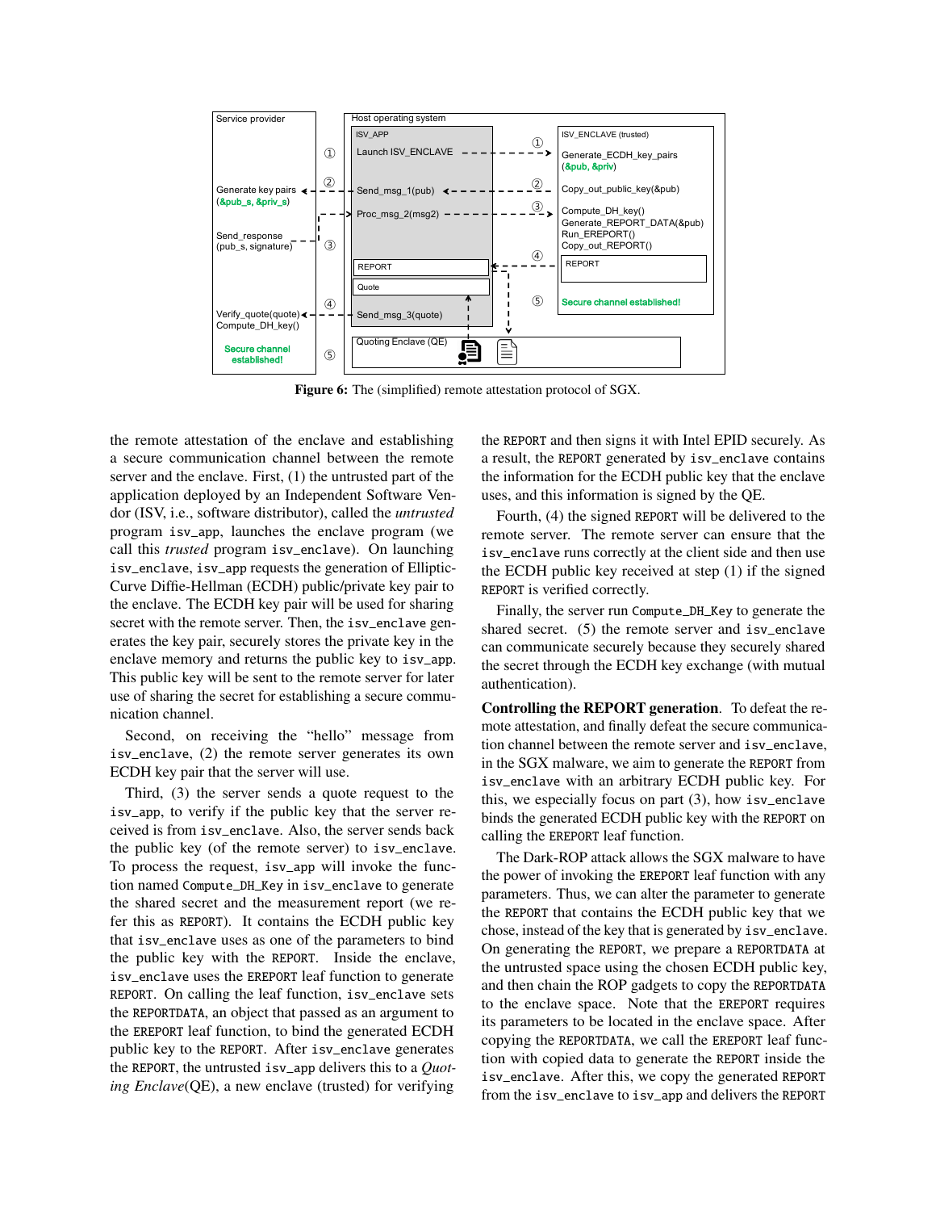**Figure 6:** The (simplified) remote attestation protocol of SGX.

the remote attestation of the enclave and establishing a secure communication channel between the remote server and the enclave. First, (1) the untrusted part of the application deployed by an Independent Software Vendor (ISV, i.e., software distributor), called the *untrusted* program isv_app, launches the enclave program (we call this *trusted* program isv_enclave). On launching isv_enclave, isv_app requests the generation of Elliptic-Curve Diffie-Hellman (ECDH) public/private key pair to the enclave. The ECDH key pair will be used for sharing secret with the remote server. Then, the isv_enclave generates the key pair, securely stores the private key in the enclave memory and returns the public key to isv_app. This public key will be sent to the remote server for later use of sharing the secret for establishing a secure communication channel.

Second, on receiving the "hello" message from isv_enclave, (2) the remote server generates its own ECDH key pair that the server will use.

Third, (3) the server sends a quote request to the isv_app, to verify if the public key that the server received is from isv_enclave. Also, the server sends back the public key (of the remote server) to isv_enclave. To process the request, isv_app will invoke the function named Compute_DH_Key in isv_enclave to generate the shared secret and the measurement report (we refer this as REPORT). It contains the ECDH public key that isv_enclave uses as one of the parameters to bind the public key with the REPORT. Inside the enclave, isv_enclave uses the EREPORT leaf function to generate REPORT. On calling the leaf function, isv_enclave sets the REPORTDATA, an object that passed as an argument to the EREPORT leaf function, to bind the generated ECDH public key to the REPORT. After isv_enclave generates the REPORT, the untrusted isv_app delivers this to a *Quoting Enclave*(QE), a new enclave (trusted) for verifying the REPORT and then signs it with Intel EPID securely. As a result, the REPORT generated by isv_enclave contains the information for the ECDH public key that the enclave uses, and this information is signed by the QE.

Fourth, (4) the signed REPORT will be delivered to the remote server. The remote server can ensure that the isv_enclave runs correctly at the client side and then use the ECDH public key received at step (1) if the signed REPORT is verified correctly.

Finally, the server run Compute_DH_Key to generate the shared secret. (5) the remote server and isv_enclave can communicate securely because they securely shared the secret through the ECDH key exchange (with mutual authentication).

**Controlling the REPORT generation**. To defeat the remote attestation, and finally defeat the secure communication channel between the remote server and isv_enclave, in the SGX malware, we aim to generate the REPORT from isv_enclave with an arbitrary ECDH public key. For this, we especially focus on part (3), how isv_enclave binds the generated ECDH public key with the REPORT on calling the EREPORT leaf function.

The Dark-ROP attack allows the SGX malware to have the power of invoking the EREPORT leaf function with any parameters. Thus, we can alter the parameter to generate the REPORT that contains the ECDH public key that we chose, instead of the key that is generated by isv_enclave. On generating the REPORT, we prepare a REPORTDATA at the untrusted space using the chosen ECDH public key, and then chain the ROP gadgets to copy the REPORTDATA to the enclave space. Note that the EREPORT requires its parameters to be located in the enclave space. After copying the REPORTDATA, we call the EREPORT leaf function with copied data to generate the REPORT inside the isv_enclave. After this, we copy the generated REPORT from the isv_enclave to isv_app and delivers the REPORT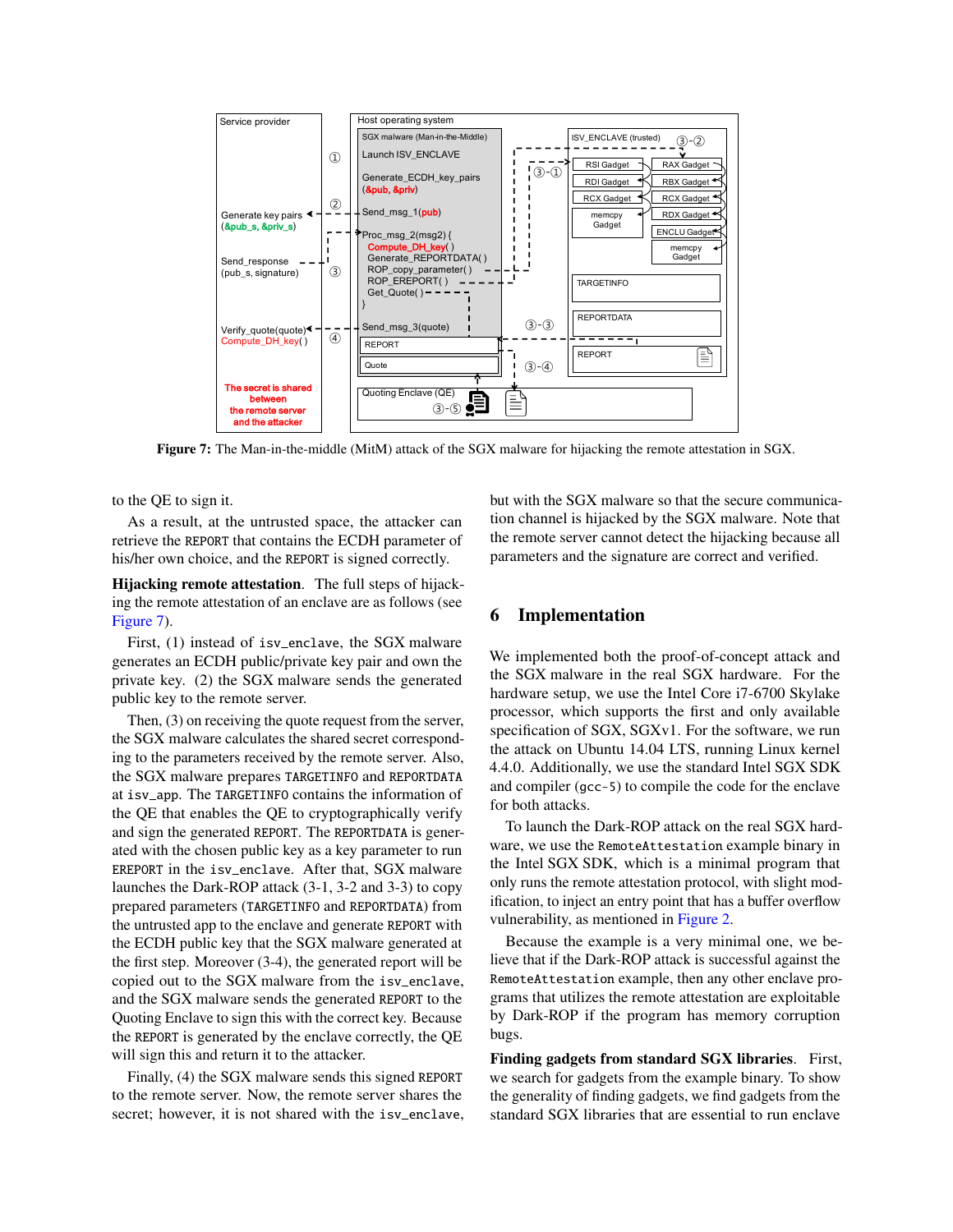Figure 7: The Man-in-the-middle (MitM) attack of the SGX malware for hijacking the remote attestation in SGX.

to the QE to sign it.

As a result, at the untrusted space, the attacker can retrieve the REPORT that contains the ECDH parameter of his/her own choice, and the REPORT is signed correctly.

**Hijacking remote attestation**. The full steps of hijacking the remote attestation of an enclave are as follows (see Figure 7).

First, (1) instead of isv_enclave, the SGX malware generates an ECDH public/private key pair and own the private key. (2) the SGX malware sends the generated public key to the remote server.

Then, (3) on receiving the quote request from the server, the SGX malware calculates the shared secret corresponding to the parameters received by the remote server. Also, the SGX malware prepares TARGETINFO and REPORTDATA at isv_app. The TARGETINFO contains the information of the QE that enables the QE to cryptographically verify and sign the generated REPORT. The REPORTDATA is generated with the chosen public key as a key parameter to run EREPORT in the isv_enclave. After that, SGX malware launches the Dark-ROP attack (3-1, 3-2 and 3-3) to copy prepared parameters (TARGETINFO and REPORTDATA) from the untrusted app to the enclave and generate REPORT with the ECDH public key that the SGX malware generated at the first step. Moreover (3-4), the generated report will be copied out to the SGX malware from the isv_enclave, and the SGX malware sends the generated REPORT to the Quoting Enclave to sign this with the correct key. Because the REPORT is generated by the enclave correctly, the QE will sign this and return it to the attacker.

Finally, (4) the SGX malware sends this signed REPORT to the remote server. Now, the remote server shares the secret; however, it is not shared with the isv_enclave, but with the SGX malware so that the secure communication channel is hijacked by the SGX malware. Note that the remote server cannot detect the hijacking because all parameters and the signature are correct and verified.

## 6 Implementation

We implemented both the proof-of-concept attack and the SGX malware in the real SGX hardware. For the hardware setup, we use the Intel Core i7-6700 Skylake processor, which supports the first and only available specification of SGX, SGXv1. For the software, we run the attack on Ubuntu 14.04 LTS, running Linux kernel 4.4.0. Additionally, we use the standard Intel SGX SDK and compiler (gcc-5) to compile the code for the enclave for both attacks.

To launch the Dark-ROP attack on the real SGX hardware, we use the RemoteAttestation example binary in the Intel SGX SDK, which is a minimal program that only runs the remote attestation protocol, with slight modification, to inject an entry point that has a buffer overflow vulnerability, as mentioned in Figure 2.

Because the example is a very minimal one, we believe that if the Dark-ROP attack is successful against the RemoteAttestation example, then any other enclave programs that utilizes the remote attestation are exploitable by Dark-ROP if the program has memory corruption bugs.

**Finding gadgets from standard SGX libraries**. First, we search for gadgets from the example binary. To show the generality of finding gadgets, we find gadgets from the standard SGX libraries that are essential to run enclave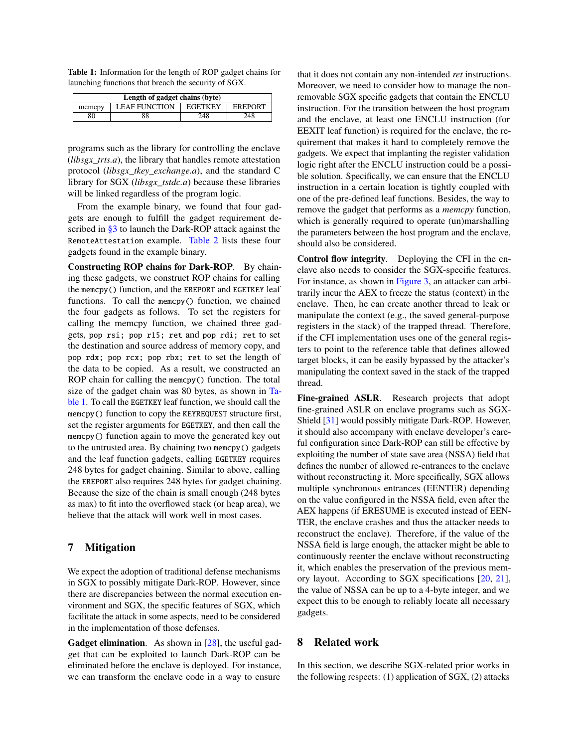Table 1: Information for the length of ROP gadget chains for launching functions that breach the security of SGX.

| Length of gadget chains (byte) | | | |
|---|---|---|---|
| memcpy | LEAF FUNCTION | EGETKEY | EREPORT |
| 80 | 88 | 248 | 248 |

programs such as the library for controlling the enclave (*libsgx_trts.a*), the library that handles remote attestation protocol (*libsgx_tkey_exchange.a*), and the standard C library for SGX (*libsgx_tstdc.a*) because these libraries will be linked regardless of the program logic.

From the example binary, we found that four gadgets are enough to fulfill the gadget requirement described in §3 to launch the Dark-ROP attack against the `RemoteAttestation` example. Table 2 lists these four gadgets found in the example binary.

**Constructing ROP chains for Dark-ROP**. By chaining these gadgets, we construct ROP chains for calling the `memcpy()` function, and the `EREPORT` and `EGETKEY` leaf functions. To call the `memcpy()` function, we chained the four gadgets as follows. To set the registers for calling the memcpy function, we chained three gadgets, `pop rsi; pop r15; ret` and `pop rdi; ret` to set the destination and source address of memory copy, and `pop rdx; pop rcx; pop rbx; ret` to set the length of the data to be copied. As a result, we constructed an ROP chain for calling the `memcpy()` function. The total size of the gadget chain was 80 bytes, as shown in Table 1. To call the `EGETKEY` leaf function, we should call the `memcpy()` function to copy the `KEYREQUEST` structure first, set the register arguments for `EGETKEY`, and then call the `memcpy()` function again to move the generated key out to the untrusted area. By chaining two `memcpy()` gadgets and the leaf function gadgets, calling `EGETKEY` requires 248 bytes for gadget chaining. Similar to above, calling the `EREPORT` also requires 248 bytes for gadget chaining. Because the size of the chain is small enough (248 bytes as max) to fit into the overflowed stack (or heap area), we believe that the attack will work well in most cases.

## 7 Mitigation

We expect the adoption of traditional defense mechanisms in SGX to possibly mitigate Dark-ROP. However, since there are discrepancies between the normal execution environment and SGX, the specific features of SGX, which facilitate the attack in some aspects, need to be considered in the implementation of those defenses.

**Gadget elimination**. As shown in [28], the useful gadget that can be exploited to launch Dark-ROP can be eliminated before the enclave is deployed. For instance, we can transform the enclave code in a way to ensure that it does not contain any non-intended *ret* instructions. Moreover, we need to consider how to manage the non-removable SGX specific gadgets that contain the ENCLU instruction. For the transition between the host program and the enclave, at least one ENCLU instruction (for EEXIT leaf function) is required for the enclave, the requirement that makes it hard to completely remove the gadgets. We expect that implanting the register validation logic right after the ENCLU instruction could be a possible solution. Specifically, we can ensure that the ENCLU instruction in a certain location is tightly coupled with one of the pre-defined leaf functions. Besides, the way to remove the gadget that performs as a *memcpy* function, which is generally required to operate (un)marshalling the parameters between the host program and the enclave, should also be considered.

**Control flow integrity**. Deploying the CFI in the enclave also needs to consider the SGX-specific features. For instance, as shown in Figure 3, an attacker can arbitrarily incur the AEX to freeze the status (context) in the enclave. Then, he can create another thread to leak or manipulate the context (e.g., the saved general-purpose registers in the stack) of the trapped thread. Therefore, if the CFI implementation uses one of the general registers to point to the reference table that defines allowed target blocks, it can be easily bypassed by the attacker's manipulating the context saved in the stack of the trapped thread.

**Fine-grained ASLR**. Research projects that adopt fine-grained ASLR on enclave programs such as SGX-Shield [31] would possibly mitigate Dark-ROP. However, it should also accompany with enclave developer's careful configuration since Dark-ROP can still be effective by exploiting the number of state save area (NSSA) field that defines the number of allowed re-entrances to the enclave without reconstructing it. More specifically, SGX allows multiple synchronous entrances (EENTER) depending on the value configured in the NSSA field, even after the AEX happens (if ERESUME is executed instead of EENTER, the enclave crashes and thus the attacker needs to reconstruct the enclave). Therefore, if the value of the NSSA field is large enough, the attacker might be able to continuously reenter the enclave without reconstructing it, which enables the preservation of the previous memory layout. According to SGX specifications [20, 21], the value of NSSA can be up to a 4-byte integer, and we expect this to be enough to reliably locate all necessary gadgets.

## 8 Related work

In this section, we describe SGX-related prior works in the following respects: (1) application of SGX, (2) attacks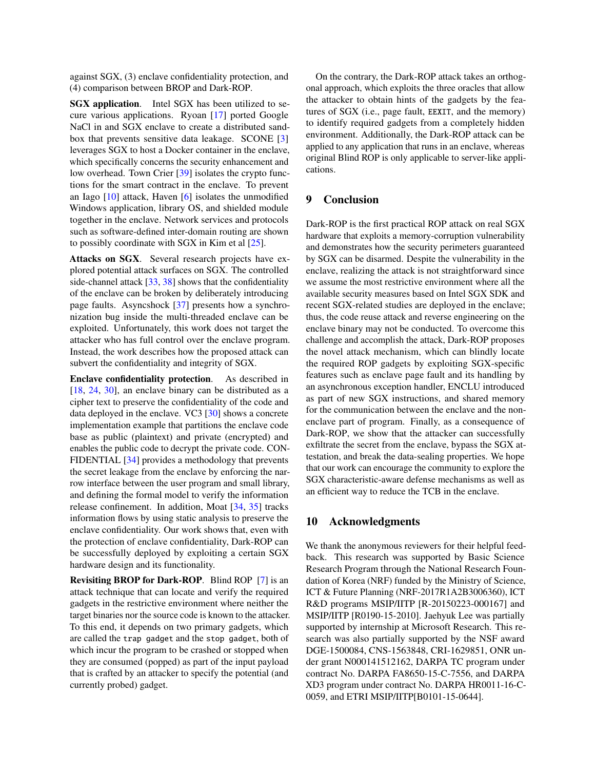against SGX, (3) enclave confidentiality protection, and (4) comparison between BROP and Dark-ROP.

**SGX application**. Intel SGX has been utilized to secure various applications. Ryoan [17] ported Google NaCl in and SGX enclave to create a distributed sandbox that prevents sensitive data leakage. SCONE [3] leverages SGX to host a Docker container in the enclave, which specifically concerns the security enhancement and low overhead. Town Crier [39] isolates the crypto functions for the smart contract in the enclave. To prevent an Iago [10] attack, Haven [6] isolates the unmodified Windows application, library OS, and shielded module together in the enclave. Network services and protocols such as software-defined inter-domain routing are shown to possibly coordinate with SGX in Kim et al [25].

**Attacks on SGX**. Several research projects have explored potential attack surfaces on SGX. The controlled side-channel attack [33, 38] shows that the confidentiality of the enclave can be broken by deliberately introducing page faults. Asyncshock [37] presents how a synchronization bug inside the multi-threaded enclave can be exploited. Unfortunately, this work does not target the attacker who has full control over the enclave program. Instead, the work describes how the proposed attack can subvert the confidentiality and integrity of SGX.

**Enclave confidentiality protection**. As described in [18, 24, 30], an enclave binary can be distributed as a cipher text to preserve the confidentiality of the code and data deployed in the enclave. VC3 [30] shows a concrete implementation example that partitions the enclave code base as public (plaintext) and private (encrypted) and enables the public code to decrypt the private code. CONFIDENTIAL [34] provides a methodology that prevents the secret leakage from the enclave by enforcing the narrow interface between the user program and small library, and defining the formal model to verify the information release confinement. In addition, Moat [34, 35] tracks information flows by using static analysis to preserve the enclave confidentiality. Our work shows that, even with the protection of enclave confidentiality, Dark-ROP can be successfully deployed by exploiting a certain SGX hardware design and its functionality.

**Revisiting BROP for Dark-ROP**. Blind ROP [7] is an attack technique that can locate and verify the required gadgets in the restrictive environment where neither the target binaries nor the source code is known to the attacker. To this end, it depends on two primary gadgets, which are called the `trap gadget` and the `stop gadget`, both of which incur the program to be crashed or stopped when they are consumed (popped) as part of the input payload that is crafted by an attacker to specify the potential (and currently probed) gadget.

On the contrary, the Dark-ROP attack takes an orthogonal approach, which exploits the three oracles that allow the attacker to obtain hints of the gadgets by the features of SGX (i.e., page fault, `EEXIT`, and the memory) to identify required gadgets from a completely hidden environment. Additionally, the Dark-ROP attack can be applied to any application that runs in an enclave, whereas original Blind ROP is only applicable to server-like applications.

## 9 Conclusion

Dark-ROP is the first practical ROP attack on real SGX hardware that exploits a memory-corruption vulnerability and demonstrates how the security perimeters guaranteed by SGX can be disarmed. Despite the vulnerability in the enclave, realizing the attack is not straightforward since we assume the most restrictive environment where all the available security measures based on Intel SGX SDK and recent SGX-related studies are deployed in the enclave; thus, the code reuse attack and reverse engineering on the enclave binary may not be conducted. To overcome this challenge and accomplish the attack, Dark-ROP proposes the novel attack mechanism, which can blindly locate the required ROP gadgets by exploiting SGX-specific features such as enclave page fault and its handling by an asynchronous exception handler, ENCLU introduced as part of new SGX instructions, and shared memory for the communication between the enclave and the non-enclave part of program. Finally, as a consequence of Dark-ROP, we show that the attacker can successfully exfiltrate the secret from the enclave, bypass the SGX attestation, and break the data-sealing properties. We hope that our work can encourage the community to explore the SGX characteristic-aware defense mechanisms as well as an efficient way to reduce the TCB in the enclave.

## 10 Acknowledgments

We thank the anonymous reviewers for their helpful feedback. This research was supported by Basic Science Research Program through the National Research Foundation of Korea (NRF) funded by the Ministry of Science, ICT & Future Planning (NRF-2017R1A2B3006360), ICT R&D programs MSIP/IITP [R-20150223-000167] and MSIP/IITP [R0190-15-2010]. Jaehyuk Lee was partially supported by internship at Microsoft Research. This research was also partially supported by the NSF award DGE-1500084, CNS-1563848, CRI-1629851, ONR under grant N000141512162, DARPA TC program under contract No. DARPA FA8650-15-C-7556, and DARPA XD3 program under contract No. DARPA HR0011-16-C-0059, and ETRI MSIP/IITP[B0101-15-0644].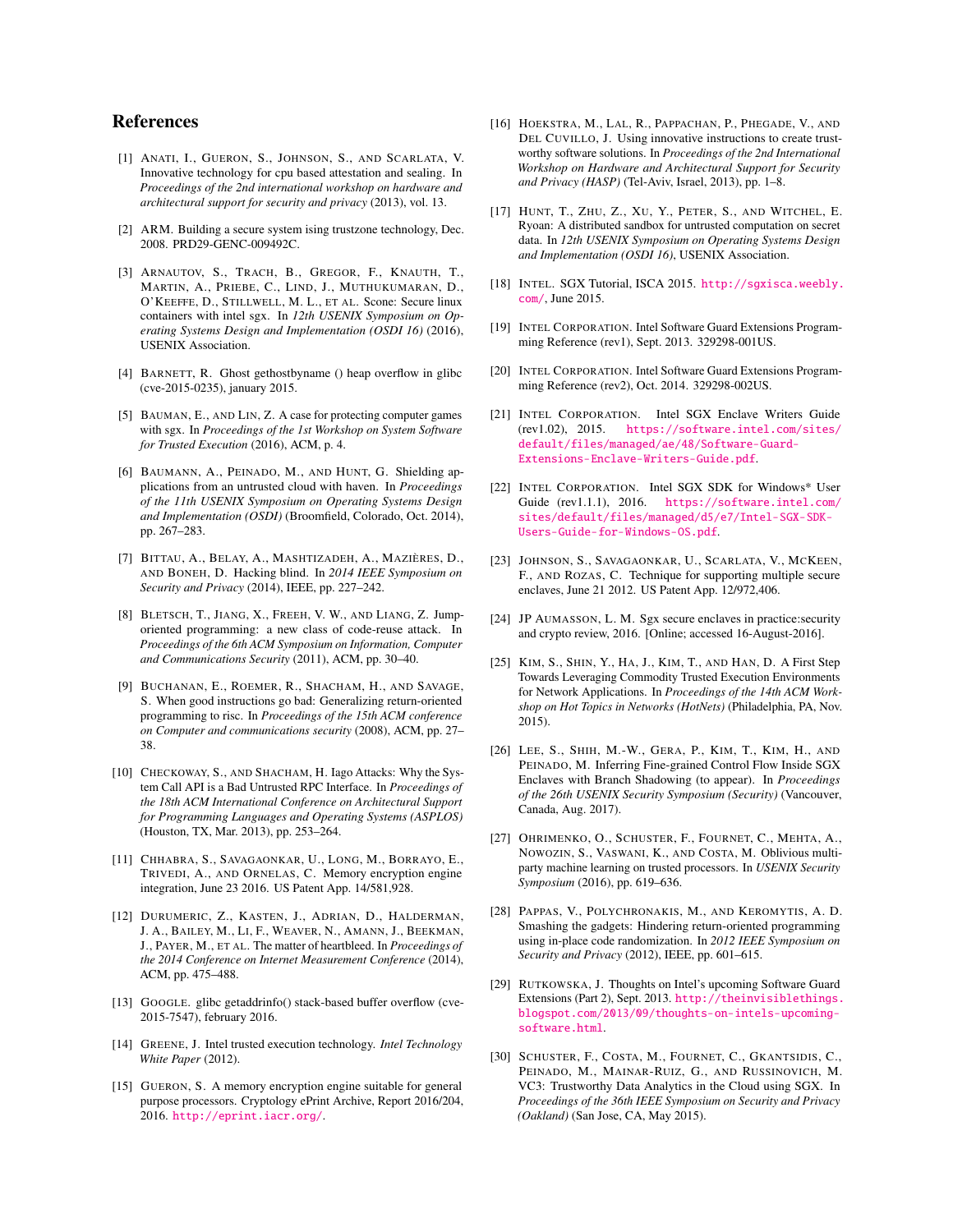## References

[1] Anati, I., Gueron, S., Johnson, S., and Scarlata, V. Innovative technology for cpu based attestation and sealing. In *Proceedings of the 2nd international workshop on hardware and architectural support for security and privacy* (2013), vol. 13.

[2] ARM. Building a secure system ising trustzone technology, Dec. 2008. PRD29-GENC-009492C.

[3] Arnautov, S., Trach, B., Gregor, F., Knauth, T., Martin, A., Priebe, C., Lind, J., Muthukumaran, D., O'Keeffe, D., Stillwell, M. L., et al. Scone: Secure linux containers with intel sgx. In *12th USENIX Symposium on Operating Systems Design and Implementation (OSDI 16)* (2016), USENIX Association.

[4] Barnett, R. Ghost gethostbyname () heap overflow in glibc (cve-2015-0235), january 2015.

[5] Bauman, E., and Lin, Z. A case for protecting computer games with sgx. In *Proceedings of the 1st Workshop on System Software for Trusted Execution* (2016), ACM, p. 4.

[6] Baumann, A., Peinado, M., and Hunt, G. Shielding applications from an untrusted cloud with haven. In *Proceedings of the 11th USENIX Symposium on Operating Systems Design and Implementation (OSDI)* (Broomfield, Colorado, Oct. 2014), pp. 267–283.

[7] Bittau, A., Belay, A., Mashtizadeh, A., Mazières, D., and Boneh, D. Hacking blind. In *2014 IEEE Symposium on Security and Privacy* (2014), IEEE, pp. 227–242.

[8] Bletsch, T., Jiang, X., Freeh, V. W., and Liang, Z. Jump-oriented programming: a new class of code-reuse attack. In *Proceedings of the 6th ACM Symposium on Information, Computer and Communications Security* (2011), ACM, pp. 30–40.

[9] Buchanan, E., Roemer, R., Shacham, H., and Savage, S. When good instructions go bad: Generalizing return-oriented programming to risc. In *Proceedings of the 15th ACM conference on Computer and communications security* (2008), ACM, pp. 27–38.

[10] Checkoway, S., and Shacham, H. Iago Attacks: Why the System Call API is a Bad Untrusted RPC Interface. In *Proceedings of the 18th ACM International Conference on Architectural Support for Programming Languages and Operating Systems (ASPLOS)* (Houston, TX, Mar. 2013), pp. 253–264.

[11] Chhabra, S., Savagaonkar, U., Long, M., Borrayo, E., Trivedi, A., and Ornelas, C. Memory encryption engine integration, June 23 2016. US Patent App. 14/581,928.

[12] Durumeric, Z., Kasten, J., Adrian, D., Halderman, J. A., Bailey, M., Li, F., Weaver, N., Amann, J., Beekman, J., Payer, M., et al. The matter of heartbleed. In *Proceedings of the 2014 Conference on Internet Measurement Conference* (2014), ACM, pp. 475–488.

[13] Google. glibc getaddrinfo() stack-based buffer overflow (cve-2015-7547), february 2016.

[14] Greene, J. Intel trusted execution technology. *Intel Technology White Paper* (2012).

[15] Gueron, S. A memory encryption engine suitable for general purpose processors. Cryptology ePrint Archive, Report 2016/204, 2016. http://eprint.iacr.org/.

[16] Hoekstra, M., Lal, R., Pappachan, P., Phegade, V., and Del Cuvillo, J. Using innovative instructions to create trustworthy software solutions. In *Proceedings of the 2nd International Workshop on Hardware and Architectural Support for Security and Privacy (HASP)* (Tel-Aviv, Israel, 2013), pp. 1–8.

[17] Hunt, T., Zhu, Z., Xu, Y., Peter, S., and Witchel, E. Ryoan: A distributed sandbox for untrusted computation on secret data. In *12th USENIX Symposium on Operating Systems Design and Implementation (OSDI 16)*, USENIX Association.

[18] Intel. SGX Tutorial, ISCA 2015. http://sgxisca.weebly.com/, June 2015.

[19] Intel Corporation. Intel Software Guard Extensions Programming Reference (rev1), Sept. 2013. 329298-001US.

[20] Intel Corporation. Intel Software Guard Extensions Programming Reference (rev2), Oct. 2014. 329298-002US.

[21] Intel Corporation. Intel SGX Enclave Writers Guide (rev1.02), 2015. https://software.intel.com/sites/default/files/managed/ae/48/Software-Guard-Extensions-Enclave-Writers-Guide.pdf.

[22] Intel Corporation. Intel SGX SDK for Windows* User Guide (rev1.1.1), 2016. https://software.intel.com/sites/default/files/managed/d5/e7/Intel-SGX-SDK-Users-Guide-for-Windows-OS.pdf.

[23] Johnson, S., Savagaonkar, U., Scarlata, V., McKeen, F., and Rozas, C. Technique for supporting multiple secure enclaves, June 21 2012. US Patent App. 12/972,406.

[24] JP Aumasson, L. M. Sgx secure enclaves in practice:security and crypto review, 2016. [Online; accessed 16-August-2016].

[25] Kim, S., Shin, Y., Ha, J., Kim, T., and Han, D. A First Step Towards Leveraging Commodity Trusted Execution Environments for Network Applications. In *Proceedings of the 14th ACM Workshop on Hot Topics in Networks (HotNets)* (Philadelphia, PA, Nov. 2015).

[26] Lee, S., Shih, M.-W., Gera, P., Kim, T., Kim, H., and Peinado, M. Inferring Fine-grained Control Flow Inside SGX Enclaves with Branch Shadowing (to appear). In *Proceedings of the 26th USENIX Security Symposium (Security)* (Vancouver, Canada, Aug. 2017).

[27] Ohrimenko, O., Schuster, F., Fournet, C., Mehta, A., Nowozin, S., Vaswani, K., and Costa, M. Oblivious multi-party machine learning on trusted processors. In *USENIX Security Symposium* (2016), pp. 619–636.

[28] Pappas, V., Polychronakis, M., and Keromytis, A. D. Smashing the gadgets: Hindering return-oriented programming using in-place code randomization. In *2012 IEEE Symposium on Security and Privacy* (2012), IEEE, pp. 601–615.

[29] Rutkowska, J. Thoughts on Intel's upcoming Software Guard Extensions (Part 2), Sept. 2013. http://theinvisiblethings.blogspot.com/2013/09/thoughts-on-intels-upcoming-software.html.

[30] Schuster, F., Costa, M., Fournet, C., Gkantsidis, C., Peinado, M., Mainar-Ruiz, G., and Russinovich, M. VC3: Trustworthy Data Analytics in the Cloud using SGX. In *Proceedings of the 36th IEEE Symposium on Security and Privacy (Oakland)* (San Jose, CA, May 2015).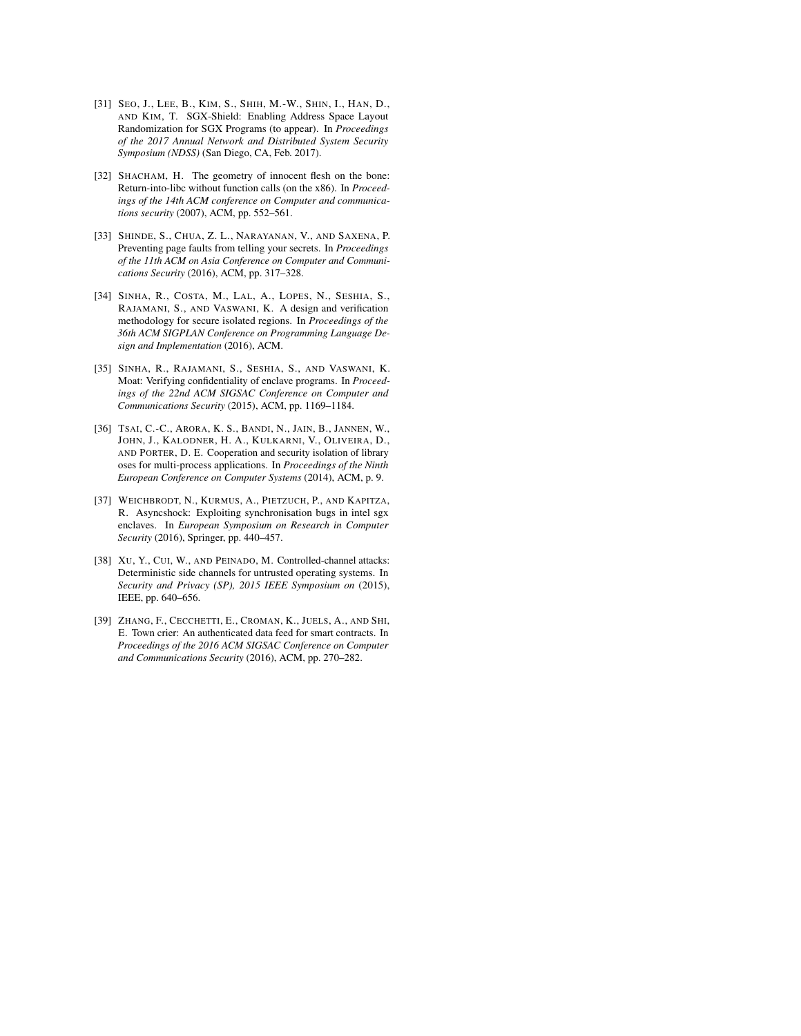[31] SEO, J., LEE, B., KIM, S., SHIH, M.-W., SHIN, I., HAN, D., AND KIM, T. SGX-Shield: Enabling Address Space Layout Randomization for SGX Programs (to appear). In *Proceedings of the 2017 Annual Network and Distributed System Security Symposium (NDSS)* (San Diego, CA, Feb. 2017).

[32] SHACHAM, H. The geometry of innocent flesh on the bone: Return-into-libc without function calls (on the x86). In *Proceedings of the 14th ACM conference on Computer and communications security* (2007), ACM, pp. 552–561.

[33] SHINDE, S., CHUA, Z. L., NARAYANAN, V., AND SAXENA, P. Preventing page faults from telling your secrets. In *Proceedings of the 11th ACM on Asia Conference on Computer and Communications Security* (2016), ACM, pp. 317–328.

[34] SINHA, R., COSTA, M., LAL, A., LOPES, N., SESHIA, S., RAJAMANI, S., AND VASWANI, K. A design and verification methodology for secure isolated regions. In *Proceedings of the 36th ACM SIGPLAN Conference on Programming Language Design and Implementation* (2016), ACM.

[35] SINHA, R., RAJAMANI, S., SESHIA, S., AND VASWANI, K. Moat: Verifying confidentiality of enclave programs. In *Proceedings of the 22nd ACM SIGSAC Conference on Computer and Communications Security* (2015), ACM, pp. 1169–1184.

[36] TSAI, C.-C., ARORA, K. S., BANDI, N., JAIN, B., JANNEN, W., JOHN, J., KALODNER, H. A., KULKARNI, V., OLIVEIRA, D., AND PORTER, D. E. Cooperation and security isolation of library oses for multi-process applications. In *Proceedings of the Ninth European Conference on Computer Systems* (2014), ACM, p. 9.

[37] WEICHBRODT, N., KURMUS, A., PIETZUCH, P., AND KAPITZA, R. Asyncshock: Exploiting synchronisation bugs in intel sgx enclaves. In *European Symposium on Research in Computer Security* (2016), Springer, pp. 440–457.

[38] XU, Y., CUI, W., AND PEINADO, M. Controlled-channel attacks: Deterministic side channels for untrusted operating systems. In *Security and Privacy (SP), 2015 IEEE Symposium on* (2015), IEEE, pp. 640–656.

[39] ZHANG, F., CECCHETTI, E., CROMAN, K., JUELS, A., AND SHI, E. Town crier: An authenticated data feed for smart contracts. In *Proceedings of the 2016 ACM SIGSAC Conference on Computer and Communications Security* (2016), ACM, pp. 270–282.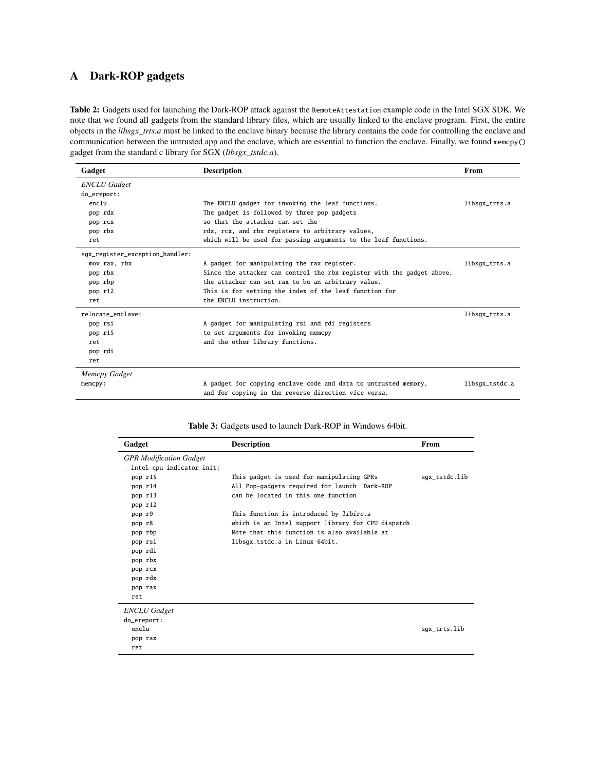## A Dark-ROP gadgets

**Table 2:** Gadgets used for launching the Dark-ROP attack against the `RemoteAttestation` example code in the Intel SGX SDK. We note that we found all gadgets from the standard library files, which are usually linked to the enclave program. First, the entire objects in the *libsgx_trts.a* must be linked to the enclave binary because the library contains the code for controlling the enclave and communication between the untrusted app and the enclave, which are essential to function the enclave. Finally, we found `memcpy()` gadget from the standard c library for SGX (*libsgx_tstdc.a*).

| Gadget | Description | From |
|---|---|---|
| *ENCLU Gadget*<br>`do_ereport:`<br>`enclu`<br>`pop rdx`<br>`pop rcx`<br>`pop rbx`<br>`ret` | The ENCLU gadget for invoking the leaf functions. The gadget is followed by three pop gadgets so that the attacker can set the rdx, rcx, and rbx registers to arbitrary values, which will be used for passing arguments to the leaf functions. | libsgx_trts.a |
| `sgx_register_exception_handler:`<br>`mov rax, rbx`<br>`pop rbx`<br>`pop rbp`<br>`pop r12`<br>`ret` | A gadget for manipulating the rax register. Since the attacker can control the rbx register with the gadget above, the attacker can set rax to be an arbitrary value. This is for setting the index of the leaf function for the ENCLU instruction. | libsgx_trts.a |
| `relocate_enclave:`<br>`pop rsi`<br>`pop r15`<br>`ret`<br>`pop rdi`<br>`ret` | A gadget for manipulating rsi and rdi registers to set arguments for invoking memcpy and the other library functions. | libsgx_trts.a |
| *Memcpy Gadget*<br>`memcpy:` | A gadget for copying enclave code and data to untrusted memory, and for copying in the reverse direction *vice versa*. | libsgx_tstdc.a |

**Table 3:** Gadgets used to launch Dark-ROP in Windows 64bit.

| Gadget | Description | From |
|---|---|---|
| *GPR Modification Gadget*<br>`__intel_cpu_indicator_init:`<br>`pop r15`<br>`pop r14`<br>`pop r13`<br>`pop r12`<br>`pop r9`<br>`pop r8`<br>`pop rbp`<br>`pop rsi`<br>`pop rdi`<br>`pop rbx`<br>`pop rcx`<br>`pop rdx`<br>`pop rax`<br>`ret` | This gadget is used for manipulating GPRs All Pop-gadgets required for launch Dark-ROP can be located in this one function<br><br>This function is introduced by *libirc.a* which is an Intel support library for CPU dispatch Note that this function is also available at libsgx_tstdc.a in Linux 64bit. | sgx_tstdc.lib |
| *ENCLU Gadget*<br>`do_ereport:`<br>`enclu`<br>`pop rax`<br>`ret` | | sgx_trts.lib |